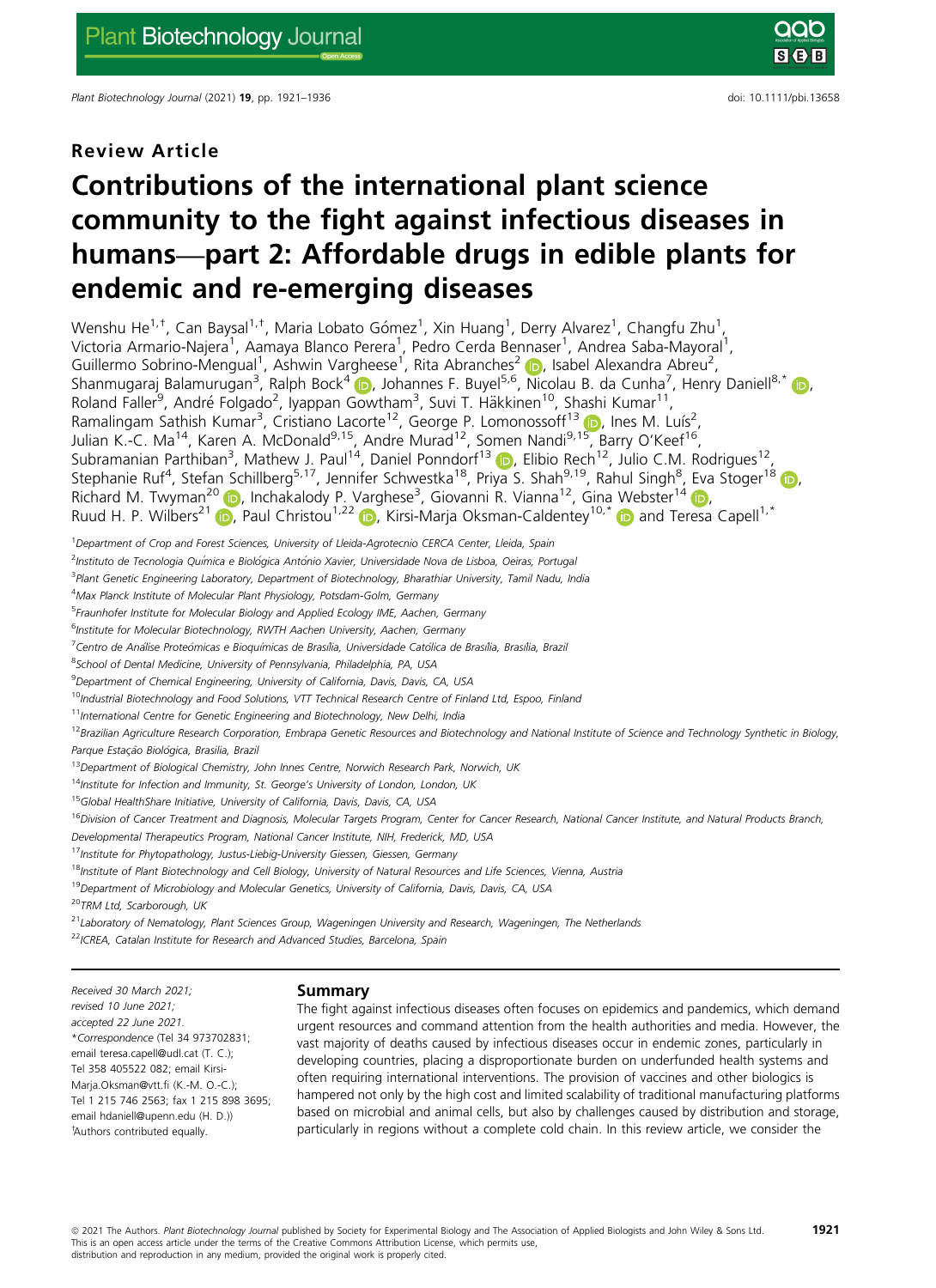Review Article

# Contributions of the international plant science community to the fight against infectious diseases in humans—part 2: Affordable drugs in edible plants for endemic and re-emerging diseases

Wenshu He[1,†], Can Baysal[1,†], Maria Lobato Gómez[1], Xin Huang[1], Derry Alvarez[1], Changfu Zhu[1], Victoria Armario-Najera[1], Aamaya Blanco Perera[1], Pedro Cerda Bennaser[1], Andrea Saba-Mayoral[1], Guillermo Sobrino-Mengual[1], Ashwin Vargheese[1], Rita Abranches[2], Isabel Alexandra Abreu[2], Shanmugaraj Balamurugan[3], Ralph Bock[4], Johannes F. Buyel[5,6], Nicolau B. da Cunha[7], Henry Daniell[8,*], Roland Faller[9], André Folgado[2], Iyappan Gowtham[3], Suvi T. Häkkinen[10], Shashi Kumar[11], Ramalingam Sathish Kumar[3], Cristiano Lacorte[12], George P. Lomonossoff[13], Ines M. Luís[2], Julian K.-C. Ma[14], Karen A. McDonald[9,15], Andre Murad[12], Somen Nandi[9,15], Barry O'Keef[16], Subramanian Parthiban[3], Mathew J. Paul[14], Daniel Ponndorf[13], Elibio Rech[12], Julio C.M. Rodrigues[12], Stephanie Ruf[4], Stefan Schillberg[5,17], Jennifer Schwestka[18], Priya S. Shah[9,19], Rahul Singh[8], Eva Stoger[18], Richard M. Twyman[20], Inchakalody P. Varghese[3], Giovanni R. Vianna[12], Gina Webster[14], Ruud H. P. Wilbers[21], Paul Christou[1,22], Kirsi-Marja Oksman-Caldentey[10,*] and Teresa Capell[1,*]

[1]Department of Crop and Forest Sciences, University of Lleida-Agrotecnio CERCA Center, Lleida, Spain
[2]Instituto de Tecnologia Química e Biológica António Xavier, Universidade Nova de Lisboa, Oeiras, Portugal
[3]Plant Genetic Engineering Laboratory, Department of Biotechnology, Bharathiar University, Tamil Nadu, India
[4]Max Planck Institute of Molecular Plant Physiology, Potsdam-Golm, Germany
[5]Fraunhofer Institute for Molecular Biology and Applied Ecology IME, Aachen, Germany
[6]Institute for Molecular Biotechnology, RWTH Aachen University, Aachen, Germany
[7]Centro de Análise Proteómicas e Bioquímicas de Brasília, Universidade Católica de Brasília, Brasília, Brazil
[8]School of Dental Medicine, University of Pennsylvania, Philadelphia, PA, USA
[9]Department of Chemical Engineering, University of California, Davis, Davis, CA, USA
[10]Industrial Biotechnology and Food Solutions, VTT Technical Research Centre of Finland Ltd, Espoo, Finland
[11]International Centre for Genetic Engineering and Biotechnology, New Delhi, India
[12]Brazilian Agriculture Research Corporation, Embrapa Genetic Resources and Biotechnology and National Institute of Science and Technology Synthetic in Biology, Parque Estação Biológica, Brasília, Brazil
[13]Department of Biological Chemistry, John Innes Centre, Norwich Research Park, Norwich, UK
[14]Institute for Infection and Immunity, St. George's University of London, London, UK
[15]Global HealthShare Initiative, University of California, Davis, Davis, CA, USA
[16]Division of Cancer Treatment and Diagnosis, Molecular Targets Program, Center for Cancer Research, National Cancer Institute, and Natural Products Branch, Developmental Therapeutics Program, National Cancer Institute, NIH, Frederick, MD, USA
[17]Institute for Phytopathology, Justus-Liebig-University Giessen, Giessen, Germany
[18]Institute of Plant Biotechnology and Cell Biology, University of Natural Resources and Life Sciences, Vienna, Austria
[19]Department of Microbiology and Molecular Genetics, University of California, Davis, Davis, CA, USA
[20]TRM Ltd, Scarborough, UK
[21]Laboratory of Nematology, Plant Sciences Group, Wageningen University and Research, Wageningen, The Netherlands
[22]ICREA, Catalan Institute for Research and Advanced Studies, Barcelona, Spain

Received 30 March 2021;
revised 10 June 2021;
accepted 22 June 2021.
*Correspondence (Tel 34 973702831; email teresa.capell@udl.cat (T. C.); Tel 358 405522 082; email Kirsi-Marja.Oksman@vtt.fi (K.-M. O.-C.); Tel 1 215 746 2563; fax 1 215 898 3695; email hdaniell@upenn.edu (H. D.))
†Authors contributed equally.

## Summary

The fight against infectious diseases often focuses on epidemics and pandemics, which demand urgent resources and command attention from the health authorities and media. However, the vast majority of deaths caused by infectious diseases occur in endemic zones, particularly in developing countries, placing a disproportionate burden on underfunded health systems and often requiring international interventions. The provision of vaccines and other biologics is hampered not only by the high cost and limited scalability of traditional manufacturing platforms based on microbial and animal cells, but also by challenges caused by distribution and storage, particularly in regions without a complete cold chain. In this review article, we consider the

© 2021 The Authors. *Plant Biotechnology Journal* published by Society for Experimental Biology and The Association of Applied Biologists and John Wiley & Sons Ltd. This is an open access article under the terms of the Creative Commons Attribution License, which permits use, distribution and reproduction in any medium, provided the original work is properly cited.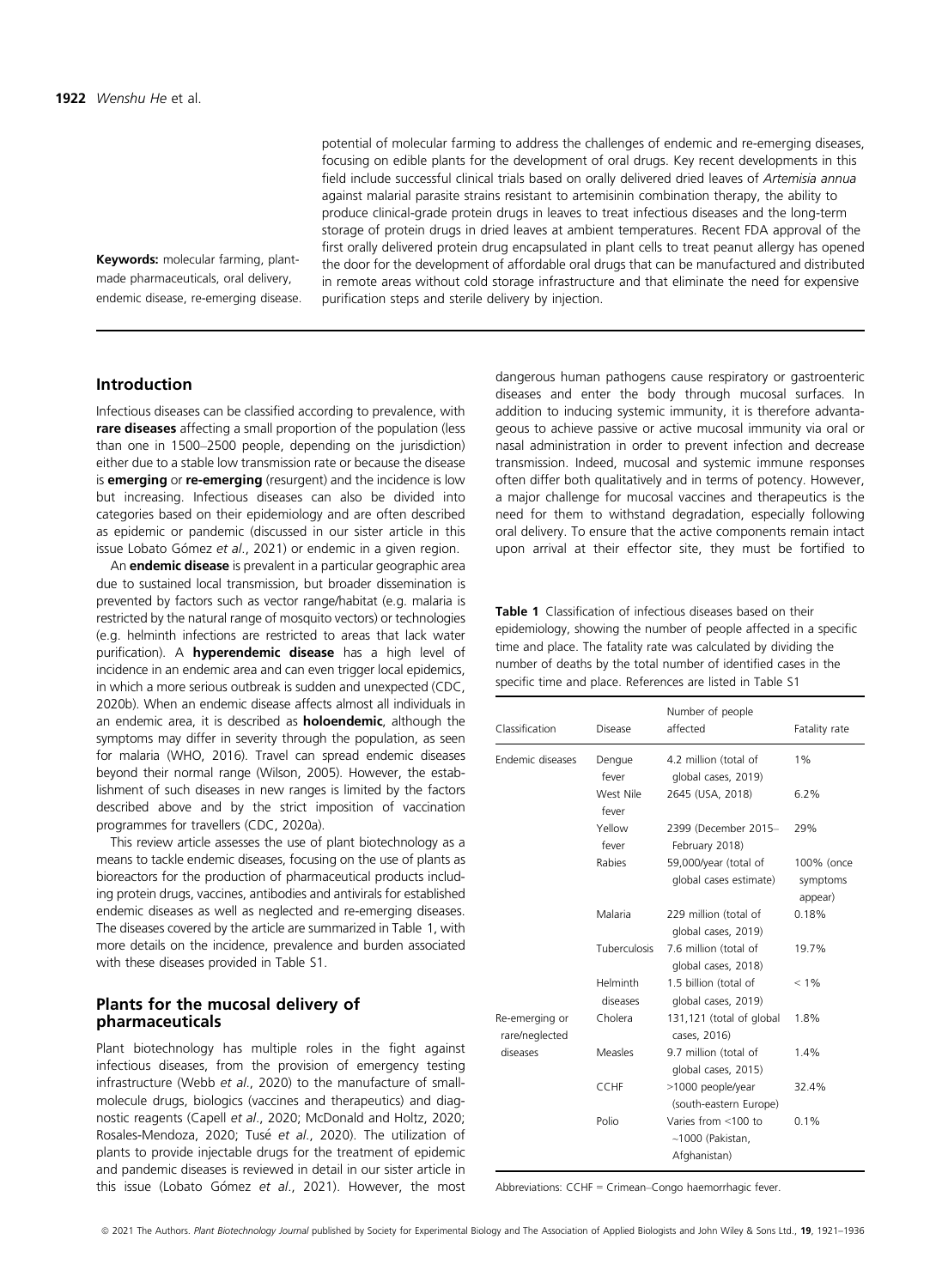potential of molecular farming to address the challenges of endemic and re-emerging diseases, focusing on edible plants for the development of oral drugs. Key recent developments in this field include successful clinical trials based on orally delivered dried leaves of *Artemisia annua* against malarial parasite strains resistant to artemisinin combination therapy, the ability to produce clinical-grade protein drugs in leaves to treat infectious diseases and the long-term storage of protein drugs in dried leaves at ambient temperatures. Recent FDA approval of the first orally delivered protein drug encapsulated in plant cells to treat peanut allergy has opened the door for the development of affordable oral drugs that can be manufactured and distributed in remote areas without cold storage infrastructure and that eliminate the need for expensive purification steps and sterile delivery by injection.

**Keywords:** molecular farming, plant-made pharmaceuticals, oral delivery, endemic disease, re-emerging disease.

## Introduction

Infectious diseases can be classified according to prevalence, with **rare diseases** affecting a small proportion of the population (less than one in 1500–2500 people, depending on the jurisdiction) either due to a stable low transmission rate or because the disease is **emerging** or **re-emerging** (resurgent) and the incidence is low but increasing. Infectious diseases can also be divided into categories based on their epidemiology and are often described as epidemic or pandemic (discussed in our sister article in this issue Lobato Gómez *et al*., 2021) or endemic in a given region.

An **endemic disease** is prevalent in a particular geographic area due to sustained local transmission, but broader dissemination is prevented by factors such as vector range/habitat (e.g. malaria is restricted by the natural range of mosquito vectors) or technologies (e.g. helminth infections are restricted to areas that lack water purification). A **hyperendemic disease** has a high level of incidence in an endemic area and can even trigger local epidemics, in which a more serious outbreak is sudden and unexpected (CDC, 2020b). When an endemic disease affects almost all individuals in an endemic area, it is described as **holoendemic**, although the symptoms may differ in severity through the population, as seen for malaria (WHO, 2016). Travel can spread endemic diseases beyond their normal range (Wilson, 2005). However, the establishment of such diseases in new ranges is limited by the factors described above and by the strict imposition of vaccination programmes for travellers (CDC, 2020a).

This review article assesses the use of plant biotechnology as a means to tackle endemic diseases, focusing on the use of plants as bioreactors for the production of pharmaceutical products including protein drugs, vaccines, antibodies and antivirals for established endemic diseases as well as neglected and re-emerging diseases. The diseases covered by the article are summarized in Table 1, with more details on the incidence, prevalence and burden associated with these diseases provided in Table S1.

## Plants for the mucosal delivery of pharmaceuticals

Plant biotechnology has multiple roles in the fight against infectious diseases, from the provision of emergency testing infrastructure (Webb *et al*., 2020) to the manufacture of small-molecule drugs, biologics (vaccines and therapeutics) and diagnostic reagents (Capell *et al*., 2020; McDonald and Holtz, 2020; Rosales-Mendoza, 2020; Tusé *et al*., 2020). The utilization of plants to provide injectable drugs for the treatment of epidemic and pandemic diseases is reviewed in detail in our sister article in this issue (Lobato Gómez *et al*., 2021). However, the most dangerous human pathogens cause respiratory or gastroenteric diseases and enter the body through mucosal surfaces. In addition to inducing systemic immunity, it is therefore advantageous to achieve passive or active mucosal immunity via oral or nasal administration in order to prevent infection and decrease transmission. Indeed, mucosal and systemic immune responses often differ both qualitatively and in terms of potency. However, a major challenge for mucosal vaccines and therapeutics is the need for them to withstand degradation, especially following oral delivery. To ensure that the active components remain intact upon arrival at their effector site, they must be fortified to

**Table 1** Classification of infectious diseases based on their epidemiology, showing the number of people affected in a specific time and place. The fatality rate was calculated by dividing the number of deaths by the total number of identified cases in the specific time and place. References are listed in Table S1

| Classification | Disease | Number of people affected | Fatality rate |
|---|---|---|---|
| Endemic diseases | Dengue fever | 4.2 million (total of global cases, 2019) | 1% |
| | West Nile fever | 2645 (USA, 2018) | 6.2% |
| | Yellow fever | 2399 (December 2015–February 2018) | 29% |
| | Rabies | 59,000/year (total of global cases estimate) | 100% (once symptoms appear) |
| | Malaria | 229 million (total of global cases, 2019) | 0.18% |
| | Tuberculosis | 7.6 million (total of global cases, 2018) | 19.7% |
| | Helminth diseases | 1.5 billion (total of global cases, 2019) | < 1% |
| Re-emerging or rare/neglected diseases | Cholera | 131,121 (total of global cases, 2016) | 1.8% |
| | Measles | 9.7 million (total of global cases, 2015) | 1.4% |
| | CCHF | >1000 people/year (south-eastern Europe) | 32.4% |
| | Polio | Varies from <100 to ~1000 (Pakistan, Afghanistan) | 0.1% |

Abbreviations: CCHF = Crimean–Congo haemorrhagic fever.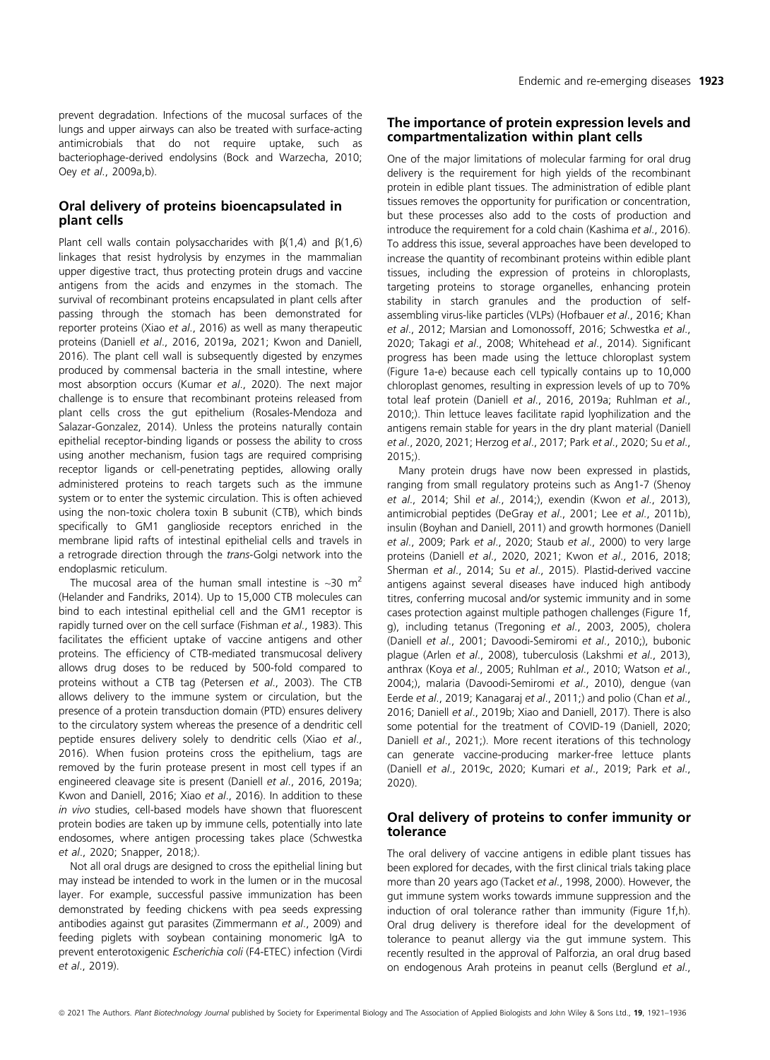prevent degradation. Infections of the mucosal surfaces of the lungs and upper airways can also be treated with surface-acting antimicrobials that do not require uptake, such as bacteriophage-derived endolysins (Bock and Warzecha, 2010; Oey *et al*., 2009a,b).

## Oral delivery of proteins bioencapsulated in plant cells

Plant cell walls contain polysaccharides with β(1,4) and β(1,6) linkages that resist hydrolysis by enzymes in the mammalian upper digestive tract, thus protecting protein drugs and vaccine antigens from the acids and enzymes in the stomach. The survival of recombinant proteins encapsulated in plant cells after passing through the stomach has been demonstrated for reporter proteins (Xiao *et al*., 2016) as well as many therapeutic proteins (Daniell *et al*., 2016, 2019a, 2021; Kwon and Daniell, 2016). The plant cell wall is subsequently digested by enzymes produced by commensal bacteria in the small intestine, where most absorption occurs (Kumar *et al*., 2020). The next major challenge is to ensure that recombinant proteins released from plant cells cross the gut epithelium (Rosales-Mendoza and Salazar-Gonzalez, 2014). Unless the proteins naturally contain epithelial receptor-binding ligands or possess the ability to cross using another mechanism, fusion tags are required comprising receptor ligands or cell-penetrating peptides, allowing orally administered proteins to reach targets such as the immune system or to enter the systemic circulation. This is often achieved using the non-toxic cholera toxin B subunit (CTB), which binds specifically to GM1 ganglioside receptors enriched in the membrane lipid rafts of intestinal epithelial cells and travels in a retrograde direction through the *trans*-Golgi network into the endoplasmic reticulum.

The mucosal area of the human small intestine is ~30 $m^2$ (Helander and Fandriks, 2014). Up to 15,000 CTB molecules can bind to each intestinal epithelial cell and the GM1 receptor is rapidly turned over on the cell surface (Fishman *et al*., 1983). This facilitates the efficient uptake of vaccine antigens and other proteins. The efficiency of CTB-mediated transmucosal delivery allows drug doses to be reduced by 500-fold compared to proteins without a CTB tag (Petersen *et al*., 2003). The CTB allows delivery to the immune system or circulation, but the presence of a protein transduction domain (PTD) ensures delivery to the circulatory system whereas the presence of a dendritic cell peptide ensures delivery solely to dendritic cells (Xiao *et al*., 2016). When fusion proteins cross the epithelium, tags are removed by the furin protease present in most cell types if an engineered cleavage site is present (Daniell *et al*., 2016, 2019a; Kwon and Daniell, 2016; Xiao *et al*., 2016). In addition to these *in vivo* studies, cell-based models have shown that fluorescent protein bodies are taken up by immune cells, potentially into late endosomes, where antigen processing takes place (Schwestka *et al*., 2020; Snapper, 2018;).

Not all oral drugs are designed to cross the epithelial lining but may instead be intended to work in the lumen or in the mucosal layer. For example, successful passive immunization has been demonstrated by feeding chickens with pea seeds expressing antibodies against gut parasites (Zimmermann *et al*., 2009) and feeding piglets with soybean containing monomeric IgA to prevent enterotoxigenic *Escherichia coli* (F4-ETEC) infection (Virdi *et al*., 2019).

## The importance of protein expression levels and compartmentalization within plant cells

One of the major limitations of molecular farming for oral drug delivery is the requirement for high yields of the recombinant protein in edible plant tissues. The administration of edible plant tissues removes the opportunity for purification or concentration, but these processes also add to the costs of production and introduce the requirement for a cold chain (Kashima *et al*., 2016). To address this issue, several approaches have been developed to increase the quantity of recombinant proteins within edible plant tissues, including the expression of proteins in chloroplasts, targeting proteins to storage organelles, enhancing protein stability in starch granules and the production of self-assembling virus-like particles (VLPs) (Hofbauer *et al*., 2016; Khan *et al*., 2012; Marsian and Lomonossoff, 2016; Schwestka *et al*., 2020; Takagi *et al*., 2008; Whitehead *et al*., 2014). Significant progress has been made using the lettuce chloroplast system (Figure 1a-e) because each cell typically contains up to 10,000 chloroplast genomes, resulting in expression levels of up to 70% total leaf protein (Daniell *et al*., 2016, 2019a; Ruhlman *et al*., 2010;). Thin lettuce leaves facilitate rapid lyophilization and the antigens remain stable for years in the dry plant material (Daniell *et al*., 2020, 2021; Herzog *et al*., 2017; Park *et al*., 2020; Su *et al*., 2015;).

Many protein drugs have now been expressed in plastids, ranging from small regulatory proteins such as Ang1-7 (Shenoy *et al*., 2014; Shil *et al*., 2014;), exendin (Kwon *et al*., 2013), antimicrobial peptides (DeGray *et al*., 2001; Lee *et al*., 2011b), insulin (Boyhan and Daniell, 2011) and growth hormones (Daniell *et al*., 2009; Park *et al*., 2020; Staub *et al*., 2000) to very large proteins (Daniell *et al*., 2020, 2021; Kwon *et al*., 2016, 2018; Sherman *et al*., 2014; Su *et al*., 2015). Plastid-derived vaccine antigens against several diseases have induced high antibody titres, conferring mucosal and/or systemic immunity and in some cases protection against multiple pathogen challenges (Figure 1f, g), including tetanus (Tregoning *et al*., 2003, 2005), cholera (Daniell *et al*., 2001; Davoodi-Semiromi *et al*., 2010;), bubonic plague (Arlen *et al*., 2008), tuberculosis (Lakshmi *et al*., 2013), anthrax (Koya *et al*., 2005; Ruhlman *et al*., 2010; Watson *et al*., 2004;), malaria (Davoodi-Semiromi *et al*., 2010), dengue (van Eerde *et al*., 2019; Kanagaraj *et al*., 2011;) and polio (Chan *et al*., 2016; Daniell *et al*., 2019b; Xiao and Daniell, 2017). There is also some potential for the treatment of COVID-19 (Daniell, 2020; Daniell *et al*., 2021;). More recent iterations of this technology can generate vaccine-producing marker-free lettuce plants (Daniell *et al*., 2019c, 2020; Kumari *et al*., 2019; Park *et al*., 2020).

## Oral delivery of proteins to confer immunity or tolerance

The oral delivery of vaccine antigens in edible plant tissues has been explored for decades, with the first clinical trials taking place more than 20 years ago (Tacket *et al*., 1998, 2000). However, the gut immune system works towards immune suppression and the induction of oral tolerance rather than immunity (Figure 1f,h). Oral drug delivery is therefore ideal for the development of tolerance to peanut allergy via the gut immune system. This recently resulted in the approval of Palforzia, an oral drug based on endogenous Arah proteins in peanut cells (Berglund *et al*.,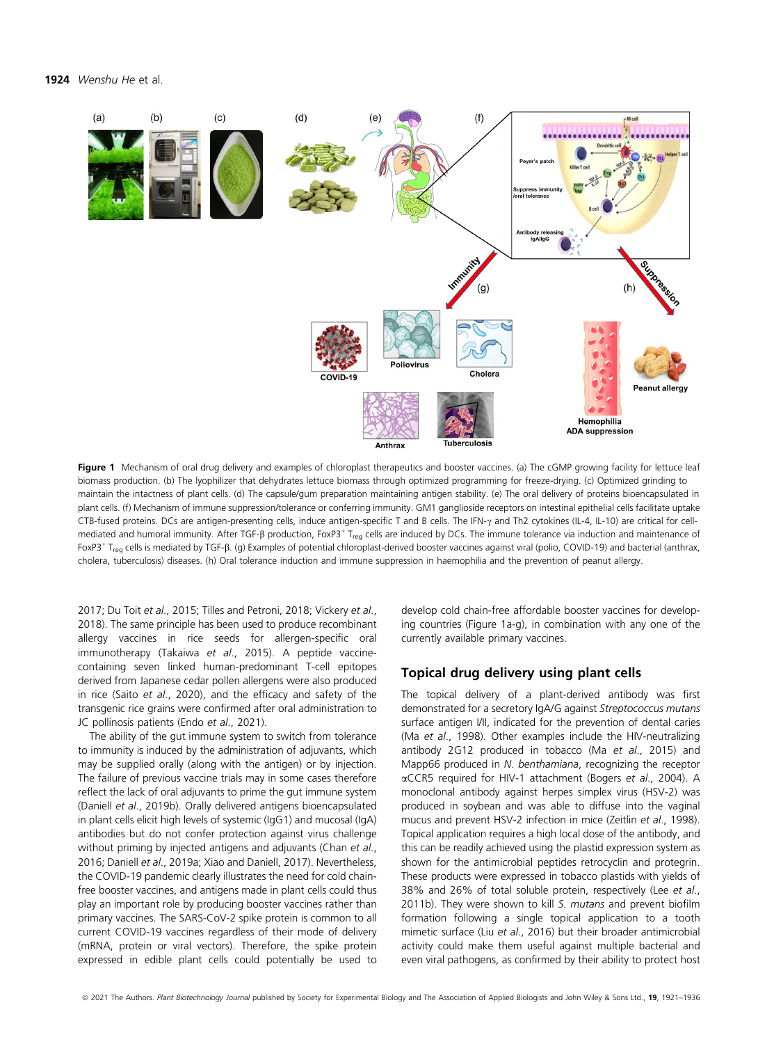Figure 1 Mechanism of oral drug delivery and examples of chloroplast therapeutics and booster vaccines. (a) The cGMP growing facility for lettuce leaf biomass production. (b) The lyophilizer that dehydrates lettuce biomass through optimized programming for freeze-drying. (c) Optimized grinding to maintain the intactness of plant cells. (d) The capsule/gum preparation maintaining antigen stability. (e) The oral delivery of proteins bioencapsulated in plant cells. (f) Mechanism of immune suppression/tolerance or conferring immunity. GM1 ganglioside receptors on intestinal epithelial cells facilitate uptake CTB-fused proteins. DCs are antigen-presenting cells, induce antigen-specific T and B cells. The IFN-γ and Th2 cytokines (IL-4, IL-10) are critical for cell-mediated and humoral immunity. After TGF-β production, FoxP3$^{+}$ $T_{reg}$ cells are induced by DCs. The immune tolerance via induction and maintenance of FoxP3$^{+}$ $T_{reg}$ cells is mediated by TGF-β. (g) Examples of potential chloroplast-derived booster vaccines against viral (polio, COVID-19) and bacterial (anthrax, cholera, tuberculosis) diseases. (h) Oral tolerance induction and immune suppression in haemophilia and the prevention of peanut allergy.

2017; Du Toit *et al*., 2015; Tilles and Petroni, 2018; Vickery *et al*., 2018). The same principle has been used to produce recombinant allergy vaccines in rice seeds for allergen-specific oral immunotherapy (Takaiwa *et al*., 2015). A peptide vaccine-containing seven linked human-predominant T-cell epitopes derived from Japanese cedar pollen allergens were also produced in rice (Saito *et al*., 2020), and the efficacy and safety of the transgenic rice grains were confirmed after oral administration to JC pollinosis patients (Endo *et al*., 2021).

The ability of the gut immune system to switch from tolerance to immunity is induced by the administration of adjuvants, which may be supplied orally (along with the antigen) or by injection. The failure of previous vaccine trials may in some cases therefore reflect the lack of oral adjuvants to prime the gut immune system (Daniell *et al*., 2019b). Orally delivered antigens bioencapsulated in plant cells elicit high levels of systemic (IgG1) and mucosal (IgA) antibodies but do not confer protection against virus challenge without priming by injected antigens and adjuvants (Chan *et al*., 2016; Daniell *et al*., 2019a; Xiao and Daniell, 2017). Nevertheless, the COVID-19 pandemic clearly illustrates the need for cold chain-free booster vaccines, and antigens made in plant cells could thus play an important role by producing booster vaccines rather than primary vaccines. The SARS-CoV-2 spike protein is common to all current COVID-19 vaccines regardless of their mode of delivery (mRNA, protein or viral vectors). Therefore, the spike protein expressed in edible plant cells could potentially be used to develop cold chain-free affordable booster vaccines for developing countries (Figure 1a-g), in combination with any one of the currently available primary vaccines.

## Topical drug delivery using plant cells

The topical delivery of a plant-derived antibody was first demonstrated for a secretory IgA/G against *Streptococcus mutans* surface antigen I/II, indicated for the prevention of dental caries (Ma *et al*., 1998). Other examples include the HIV-neutralizing antibody 2G12 produced in tobacco (Ma *et al*., 2015) and Mapp66 produced in *N. benthamiana*, recognizing the receptor αCCR5 required for HIV-1 attachment (Bogers *et al*., 2004). A monoclonal antibody against herpes simplex virus (HSV-2) was produced in soybean and was able to diffuse into the vaginal mucus and prevent HSV-2 infection in mice (Zeitlin *et al*., 1998). Topical application requires a high local dose of the antibody, and this can be readily achieved using the plastid expression system as shown for the antimicrobial peptides retrocyclin and protegrin. These products were expressed in tobacco plastids with yields of 38% and 26% of total soluble protein, respectively (Lee *et al*., 2011b). They were shown to kill *S. mutans* and prevent biofilm formation following a single topical application to a tooth mimetic surface (Liu *et al*., 2016) but their broader antimicrobial activity could make them useful against multiple bacterial and even viral pathogens, as confirmed by their ability to protect host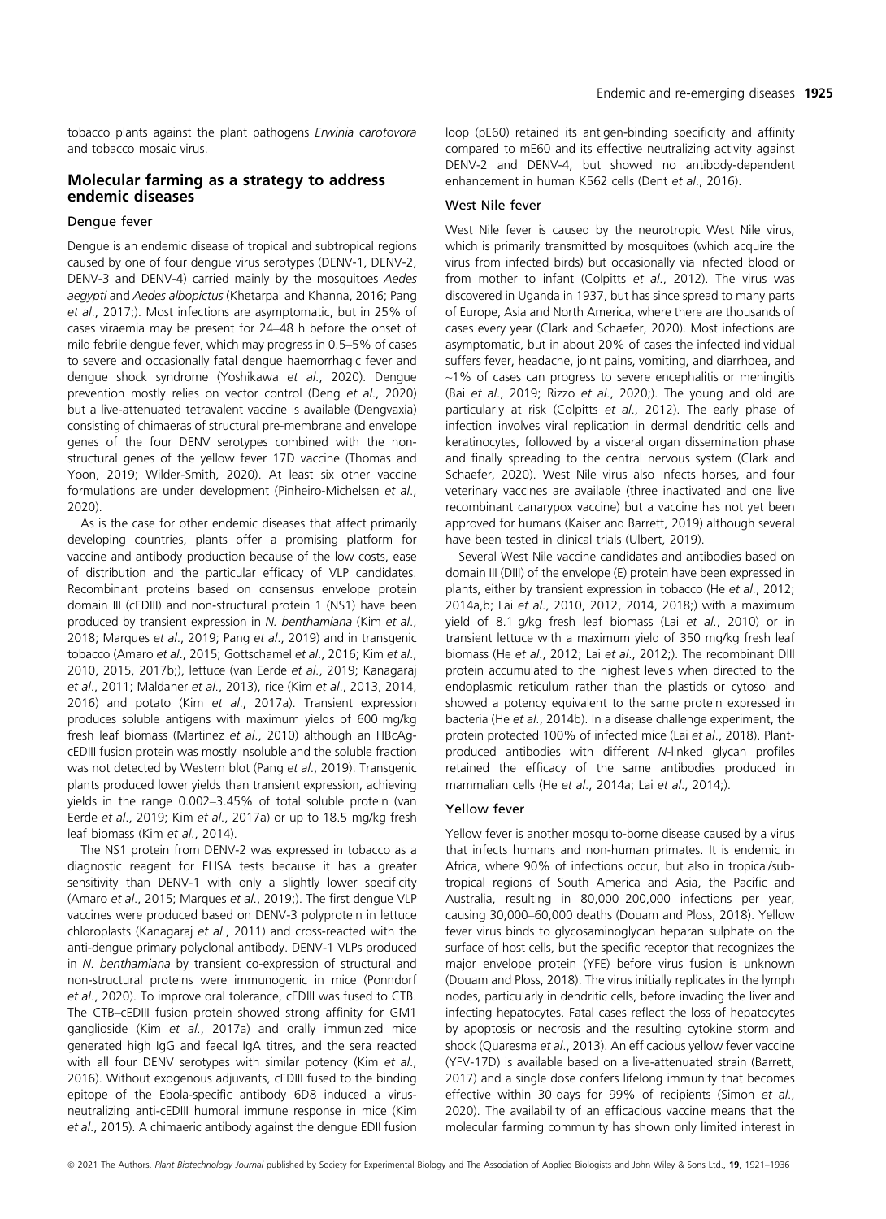tobacco plants against the plant pathogens *Erwinia carotovora* and tobacco mosaic virus.

## Molecular farming as a strategy to address endemic diseases

### Dengue fever

Dengue is an endemic disease of tropical and subtropical regions caused by one of four dengue virus serotypes (DENV-1, DENV-2, DENV-3 and DENV-4) carried mainly by the mosquitoes *Aedes aegypti* and *Aedes albopictus* (Khetarpal and Khanna, 2016; Pang *et al*., 2017;). Most infections are asymptomatic, but in 25% of cases viraemia may be present for 24–48 h before the onset of mild febrile dengue fever, which may progress in 0.5–5% of cases to severe and occasionally fatal dengue haemorrhagic fever and dengue shock syndrome (Yoshikawa *et al*., 2020). Dengue prevention mostly relies on vector control (Deng *et al*., 2020) but a live-attenuated tetravalent vaccine is available (Dengvaxia) consisting of chimaeras of structural pre-membrane and envelope genes of the four DENV serotypes combined with the non-structural genes of the yellow fever 17D vaccine (Thomas and Yoon, 2019; Wilder-Smith, 2020). At least six other vaccine formulations are under development (Pinheiro-Michelsen *et al*., 2020).

As is the case for other endemic diseases that affect primarily developing countries, plants offer a promising platform for vaccine and antibody production because of the low costs, ease of distribution and the particular efficacy of VLP candidates. Recombinant proteins based on consensus envelope protein domain III (cEDIII) and non-structural protein 1 (NS1) have been produced by transient expression in *N. benthamiana* (Kim *et al*., 2018; Marques *et al*., 2019; Pang *et al*., 2019) and in transgenic tobacco (Amaro *et al*., 2015; Gottschamel *et al*., 2016; Kim *et al*., 2010, 2015, 2017b;), lettuce (van Eerde *et al*., 2019; Kanagaraj *et al*., 2011; Maldaner *et al*., 2013), rice (Kim *et al*., 2013, 2014, 2016) and potato (Kim *et al*., 2017a). Transient expression produces soluble antigens with maximum yields of 600 mg/kg fresh leaf biomass (Martinez *et al*., 2010) although an HBcAg-cEDIII fusion protein was mostly insoluble and the soluble fraction was not detected by Western blot (Pang *et al*., 2019). Transgenic plants produced lower yields than transient expression, achieving yields in the range 0.002–3.45% of total soluble protein (van Eerde *et al*., 2019; Kim *et al*., 2017a) or up to 18.5 mg/kg fresh leaf biomass (Kim *et al*., 2014).

The NS1 protein from DENV-2 was expressed in tobacco as a diagnostic reagent for ELISA tests because it has a greater sensitivity than DENV-1 with only a slightly lower specificity (Amaro *et al*., 2015; Marques *et al*., 2019;). The first dengue VLP vaccines were produced based on DENV-3 polyprotein in lettuce chloroplasts (Kanagaraj *et al*., 2011) and cross-reacted with the anti-dengue primary polyclonal antibody. DENV-1 VLPs produced in *N. benthamiana* by transient co-expression of structural and non-structural proteins were immunogenic in mice (Ponndorf *et al*., 2020). To improve oral tolerance, cEDIII was fused to CTB. The CTB–cEDIII fusion protein showed strong affinity for GM1 ganglioside (Kim *et al*., 2017a) and orally immunized mice generated high IgG and faecal IgA titres, and the sera reacted with all four DENV serotypes with similar potency (Kim *et al*., 2016). Without exogenous adjuvants, cEDIII fused to the binding epitope of the Ebola-specific antibody 6D8 induced a virus-neutralizing anti-cEDIII humoral immune response in mice (Kim *et al*., 2015). A chimaeric antibody against the dengue EDII fusion loop (pE60) retained its antigen-binding specificity and affinity compared to mE60 and its effective neutralizing activity against DENV-2 and DENV-4, but showed no antibody-dependent enhancement in human K562 cells (Dent *et al*., 2016).

### West Nile fever

West Nile fever is caused by the neurotropic West Nile virus, which is primarily transmitted by mosquitoes (which acquire the virus from infected birds) but occasionally via infected blood or from mother to infant (Colpitts *et al*., 2012). The virus was discovered in Uganda in 1937, but has since spread to many parts of Europe, Asia and North America, where there are thousands of cases every year (Clark and Schaefer, 2020). Most infections are asymptomatic, but in about 20% of cases the infected individual suffers fever, headache, joint pains, vomiting, and diarrhoea, and ~1% of cases can progress to severe encephalitis or meningitis (Bai *et al*., 2019; Rizzo *et al*., 2020;). The young and old are particularly at risk (Colpitts *et al*., 2012). The early phase of infection involves viral replication in dermal dendritic cells and keratinocytes, followed by a visceral organ dissemination phase and finally spreading to the central nervous system (Clark and Schaefer, 2020). West Nile virus also infects horses, and four veterinary vaccines are available (three inactivated and one live recombinant canarypox vaccine) but a vaccine has not yet been approved for humans (Kaiser and Barrett, 2019) although several have been tested in clinical trials (Ulbert, 2019).

Several West Nile vaccine candidates and antibodies based on domain III (DIII) of the envelope (E) protein have been expressed in plants, either by transient expression in tobacco (He *et al*., 2012; 2014a,b; Lai *et al*., 2010, 2012, 2014, 2018;) with a maximum yield of 8.1 g/kg fresh leaf biomass (Lai *et al*., 2010) or in transient lettuce with a maximum yield of 350 mg/kg fresh leaf biomass (He *et al*., 2012; Lai *et al*., 2012;). The recombinant DIII protein accumulated to the highest levels when directed to the endoplasmic reticulum rather than the plastids or cytosol and showed a potency equivalent to the same protein expressed in bacteria (He *et al*., 2014b). In a disease challenge experiment, the protein protected 100% of infected mice (Lai *et al*., 2018). Plant-produced antibodies with different *N*-linked glycan profiles retained the efficacy of the same antibodies produced in mammalian cells (He *et al*., 2014a; Lai *et al*., 2014;).

### Yellow fever

Yellow fever is another mosquito-borne disease caused by a virus that infects humans and non-human primates. It is endemic in Africa, where 90% of infections occur, but also in tropical/sub-tropical regions of South America and Asia, the Pacific and Australia, resulting in 80,000–200,000 infections per year, causing 30,000–60,000 deaths (Douam and Ploss, 2018). Yellow fever virus binds to glycosaminoglycan heparan sulphate on the surface of host cells, but the specific receptor that recognizes the major envelope protein (YFE) before virus fusion is unknown (Douam and Ploss, 2018). The virus initially replicates in the lymph nodes, particularly in dendritic cells, before invading the liver and infecting hepatocytes. Fatal cases reflect the loss of hepatocytes by apoptosis or necrosis and the resulting cytokine storm and shock (Quaresma *et al*., 2013). An efficacious yellow fever vaccine (YFV-17D) is available based on a live-attenuated strain (Barrett, 2017) and a single dose confers lifelong immunity that becomes effective within 30 days for 99% of recipients (Simon *et al*., 2020). The availability of an efficacious vaccine means that the molecular farming community has shown only limited interest in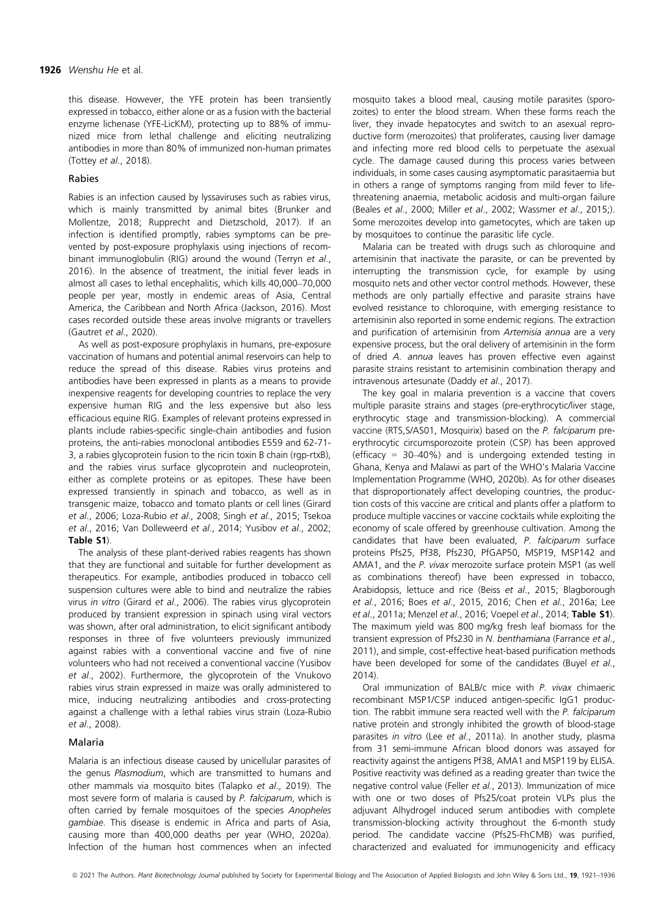this disease. However, the YFE protein has been transiently expressed in tobacco, either alone or as a fusion with the bacterial enzyme lichenase (YFE-LicKM), protecting up to 88% of immunized mice from lethal challenge and eliciting neutralizing antibodies in more than 80% of immunized non-human primates (Tottey *et al*., 2018).

### Rabies

Rabies is an infection caused by lyssaviruses such as rabies virus, which is mainly transmitted by animal bites (Brunker and Mollentze, 2018; Rupprecht and Dietzschold, 2017). If an infection is identified promptly, rabies symptoms can be prevented by post-exposure prophylaxis using injections of recombinant immunoglobulin (RIG) around the wound (Terryn *et al*., 2016). In the absence of treatment, the initial fever leads in almost all cases to lethal encephalitis, which kills 40,000–70,000 people per year, mostly in endemic areas of Asia, Central America, the Caribbean and North Africa (Jackson, 2016). Most cases recorded outside these areas involve migrants or travellers (Gautret *et al*., 2020).

As well as post-exposure prophylaxis in humans, pre-exposure vaccination of humans and potential animal reservoirs can help to reduce the spread of this disease. Rabies virus proteins and antibodies have been expressed in plants as a means to provide inexpensive reagents for developing countries to replace the very expensive human RIG and the less expensive but also less efficacious equine RIG. Examples of relevant proteins expressed in plants include rabies-specific single-chain antibodies and fusion proteins, the anti-rabies monoclonal antibodies E559 and 62-71-3, a rabies glycoprotein fusion to the ricin toxin B chain (rgp-rtxB), and the rabies virus surface glycoprotein and nucleoprotein, either as complete proteins or as epitopes. These have been expressed transiently in spinach and tobacco, as well as in transgenic maize, tobacco and tomato plants or cell lines (Girard *et al*., 2006; Loza-Rubio *et al*., 2008; Singh *et al*., 2015; Tsekoa *et al*., 2016; Van Dolleweerd *et al*., 2014; Yusibov *et al*., 2002; **Table S1**).

The analysis of these plant-derived rabies reagents has shown that they are functional and suitable for further development as therapeutics. For example, antibodies produced in tobacco cell suspension cultures were able to bind and neutralize the rabies virus *in vitro* (Girard *et al*., 2006). The rabies virus glycoprotein produced by transient expression in spinach using viral vectors was shown, after oral administration, to elicit significant antibody responses in three of five volunteers previously immunized against rabies with a conventional vaccine and five of nine volunteers who had not received a conventional vaccine (Yusibov *et al*., 2002). Furthermore, the glycoprotein of the Vnukovo rabies virus strain expressed in maize was orally administered to mice, inducing neutralizing antibodies and cross-protecting against a challenge with a lethal rabies virus strain (Loza-Rubio *et al*., 2008).

### Malaria

Malaria is an infectious disease caused by unicellular parasites of the genus *Plasmodium*, which are transmitted to humans and other mammals via mosquito bites (Talapko *et al*., 2019). The most severe form of malaria is caused by *P. falciparum*, which is often carried by female mosquitoes of the species *Anopheles gambiae*. This disease is endemic in Africa and parts of Asia, causing more than 400,000 deaths per year (WHO, 2020a). Infection of the human host commences when an infected mosquito takes a blood meal, causing motile parasites (sporozoites) to enter the blood stream. When these forms reach the liver, they invade hepatocytes and switch to an asexual reproductive form (merozoites) that proliferates, causing liver damage and infecting more red blood cells to perpetuate the asexual cycle. The damage caused during this process varies between individuals, in some cases causing asymptomatic parasitaemia but in others a range of symptoms ranging from mild fever to life-threatening anaemia, metabolic acidosis and multi-organ failure (Beales *et al*., 2000; Miller *et al*., 2002; Wassmer *et al*., 2015;). Some merozoites develop into gametocytes, which are taken up by mosquitoes to continue the parasitic life cycle.

Malaria can be treated with drugs such as chloroquine and artemisinin that inactivate the parasite, or can be prevented by interrupting the transmission cycle, for example by using mosquito nets and other vector control methods. However, these methods are only partially effective and parasite strains have evolved resistance to chloroquine, with emerging resistance to artemisinin also reported in some endemic regions. The extraction and purification of artemisinin from *Artemisia annua* are a very expensive process, but the oral delivery of artemisinin in the form of dried *A. annua* leaves has proven effective even against parasite strains resistant to artemisinin combination therapy and intravenous artesunate (Daddy *et al*., 2017).

The key goal in malaria prevention is a vaccine that covers multiple parasite strains and stages (pre-erythrocytic/liver stage, erythrocytic stage and transmission-blocking). A commercial vaccine (RTS,S/AS01, Mosquirix) based on the *P. falciparum* pre-erythrocytic circumsporozoite protein (CSP) has been approved (efficacy = 30–40%) and is undergoing extended testing in Ghana, Kenya and Malawi as part of the WHO's Malaria Vaccine Implementation Programme (WHO, 2020b). As for other diseases that disproportionately affect developing countries, the production costs of this vaccine are critical and plants offer a platform to produce multiple vaccines or vaccine cocktails while exploiting the economy of scale offered by greenhouse cultivation. Among the candidates that have been evaluated, *P. falciparum* surface proteins Pfs25, Pf38, Pfs230, PfGAP50, MSP19, MSP142 and AMA1, and the *P. vivax* merozoite surface protein MSP1 (as well as combinations thereof) have been expressed in tobacco, Arabidopsis, lettuce and rice (Beiss *et al*., 2015; Blagborough *et al*., 2016; Boes *et al*., 2015, 2016; Chen *et al*., 2016a; Lee *et al*., 2011a; Menzel *et al*., 2016; Voepel *et al*., 2014; **Table S1**). The maximum yield was 800 mg/kg fresh leaf biomass for the transient expression of Pfs230 in *N. benthamiana* (Farrance *et al*., 2011), and simple, cost-effective heat-based purification methods have been developed for some of the candidates (Buyel *et al*., 2014).

Oral immunization of BALB/c mice with *P. vivax* chimaeric recombinant MSP1/CSP induced antigen-specific IgG1 production. The rabbit immune sera reacted well with the *P. falciparum* native protein and strongly inhibited the growth of blood-stage parasites *in vitro* (Lee *et al*., 2011a). In another study, plasma from 31 semi-immune African blood donors was assayed for reactivity against the antigens Pf38, AMA1 and MSP119 by ELISA. Positive reactivity was defined as a reading greater than twice the negative control value (Feller *et al*., 2013). Immunization of mice with one or two doses of Pfs25/coat protein VLPs plus the adjuvant Alhydrogel induced serum antibodies with complete transmission-blocking activity throughout the 6-month study period. The candidate vaccine (Pfs25-FhCMB) was purified, characterized and evaluated for immunogenicity and efficacy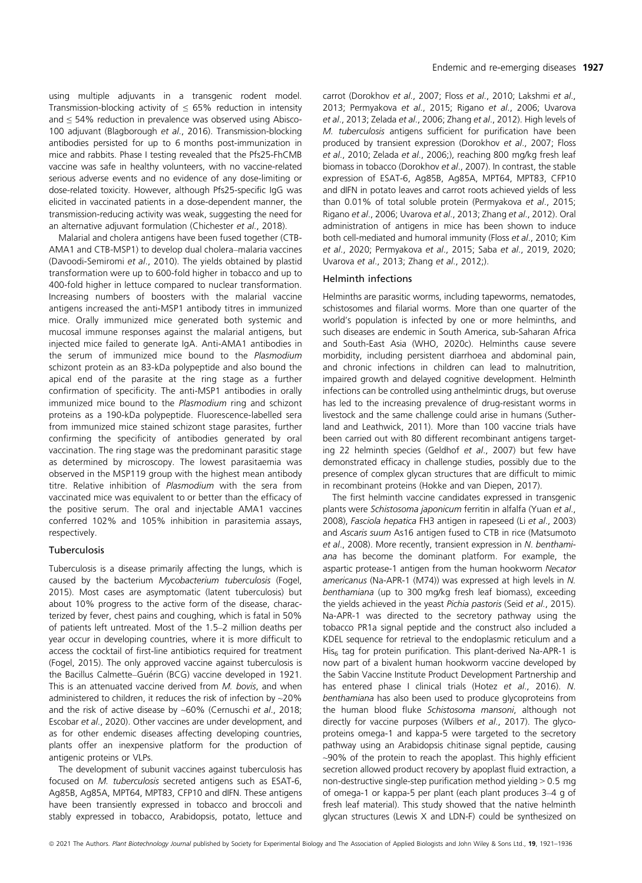using multiple adjuvants in a transgenic rodent model. Transmission-blocking activity of ≤ 65% reduction in intensity and ≤ 54% reduction in prevalence was observed using Abisco-100 adjuvant (Blagborough *et al*., 2016). Transmission-blocking antibodies persisted for up to 6 months post-immunization in mice and rabbits. Phase I testing revealed that the Pfs25-FhCMB vaccine was safe in healthy volunteers, with no vaccine-related serious adverse events and no evidence of any dose-limiting or dose-related toxicity. However, although Pfs25-specific IgG was elicited in vaccinated patients in a dose-dependent manner, the transmission-reducing activity was weak, suggesting the need for an alternative adjuvant formulation (Chichester *et al*., 2018).

Malarial and cholera antigens have been fused together (CTB-AMA1 and CTB-MSP1) to develop dual cholera–malaria vaccines (Davoodi-Semiromi *et al*., 2010). The yields obtained by plastid transformation were up to 600-fold higher in tobacco and up to 400-fold higher in lettuce compared to nuclear transformation. Increasing numbers of boosters with the malarial vaccine antigens increased the anti-MSP1 antibody titres in immunized mice. Orally immunized mice generated both systemic and mucosal immune responses against the malarial antigens, but injected mice failed to generate IgA. Anti-AMA1 antibodies in the serum of immunized mice bound to the *Plasmodium* schizont protein as an 83-kDa polypeptide and also bound the apical end of the parasite at the ring stage as a further confirmation of specificity. The anti-MSP1 antibodies in orally immunized mice bound to the *Plasmodium* ring and schizont proteins as a 190-kDa polypeptide. Fluorescence-labelled sera from immunized mice stained schizont stage parasites, further confirming the specificity of antibodies generated by oral vaccination. The ring stage was the predominant parasitic stage as determined by microscopy. The lowest parasitaemia was observed in the MSP119 group with the highest mean antibody titre. Relative inhibition of *Plasmodium* with the sera from vaccinated mice was equivalent to or better than the efficacy of the positive serum. The oral and injectable AMA1 vaccines conferred 102% and 105% inhibition in parasitemia assays, respectively.

### Tuberculosis

Tuberculosis is a disease primarily affecting the lungs, which is caused by the bacterium *Mycobacterium tuberculosis* (Fogel, 2015). Most cases are asymptomatic (latent tuberculosis) but about 10% progress to the active form of the disease, characterized by fever, chest pains and coughing, which is fatal in 50% of patients left untreated. Most of the 1.5–2 million deaths per year occur in developing countries, where it is more difficult to access the cocktail of first-line antibiotics required for treatment (Fogel, 2015). The only approved vaccine against tuberculosis is the Bacillus Calmette–Guérin (BCG) vaccine developed in 1921. This is an attenuated vaccine derived from *M. bovis*, and when administered to children, it reduces the risk of infection by ~20% and the risk of active disease by ~60% (Cernuschi *et al*., 2018; Escobar *et al*., 2020). Other vaccines are under development, and as for other endemic diseases affecting developing countries, plants offer an inexpensive platform for the production of antigenic proteins or VLPs.

The development of subunit vaccines against tuberculosis has focused on *M. tuberculosis* secreted antigens such as ESAT-6, Ag85B, Ag85A, MPT64, MPT83, CFP10 and dIFN. These antigens have been transiently expressed in tobacco and broccoli and stably expressed in tobacco, Arabidopsis, potato, lettuce and carrot (Dorokhov *et al*., 2007; Floss *et al*., 2010; Lakshmi *et al*., 2013; Permyakova *et al*., 2015; Rigano *et al*., 2006; Uvarova *et al*., 2013; Zelada *et al*., 2006; Zhang *et al*., 2012). High levels of *M. tuberculosis* antigens sufficient for purification have been produced by transient expression (Dorokhov *et al*., 2007; Floss *et al*., 2010; Zelada *et al*., 2006;), reaching 800 mg/kg fresh leaf biomass in tobacco (Dorokhov *et al*., 2007). In contrast, the stable expression of ESAT-6, Ag85B, Ag85A, MPT64, MPT83, CFP10 and dIFN in potato leaves and carrot roots achieved yields of less than 0.01% of total soluble protein (Permyakova *et al*., 2015; Rigano *et al*., 2006; Uvarova *et al*., 2013; Zhang *et al*., 2012). Oral administration of antigens in mice has been shown to induce both cell-mediated and humoral immunity (Floss *et al*., 2010; Kim *et al*., 2020; Permyakova *et al*., 2015; Saba *et al*., 2019, 2020; Uvarova *et al*., 2013; Zhang *et al*., 2012;).

### Helminth infections

Helminths are parasitic worms, including tapeworms, nematodes, schistosomes and filarial worms. More than one quarter of the world's population is infected by one or more helminths, and such diseases are endemic in South America, sub-Saharan Africa and South-East Asia (WHO, 2020c). Helminths cause severe morbidity, including persistent diarrhoea and abdominal pain, and chronic infections in children can lead to malnutrition, impaired growth and delayed cognitive development. Helminth infections can be controlled using anthelmintic drugs, but overuse has led to the increasing prevalence of drug-resistant worms in livestock and the same challenge could arise in humans (Sutherland and Leathwick, 2011). More than 100 vaccine trials have been carried out with 80 different recombinant antigens targeting 22 helminth species (Geldhof *et al*., 2007) but few have demonstrated efficacy in challenge studies, possibly due to the presence of complex glycan structures that are difficult to mimic in recombinant proteins (Hokke and van Diepen, 2017).

The first helminth vaccine candidates expressed in transgenic plants were *Schistosoma japonicum* ferritin in alfalfa (Yuan *et al*., 2008), *Fasciola hepatica* FH3 antigen in rapeseed (Li *et al*., 2003) and *Ascaris suum* As16 antigen fused to CTB in rice (Matsumoto *et al*., 2008). More recently, transient expression in *N. benthamiana* has become the dominant platform. For example, the aspartic protease-1 antigen from the human hookworm *Necator americanus* (Na-APR-1 (M74)) was expressed at high levels in *N. benthamiana* (up to 300 mg/kg fresh leaf biomass), exceeding the yields achieved in the yeast *Pichia pastoris* (Seid *et al*., 2015). Na-APR-1 was directed to the secretory pathway using the tobacco PR1a signal peptide and the construct also included a KDEL sequence for retrieval to the endoplasmic reticulum and a $His_6$ tag for protein purification. This plant-derived Na-APR-1 is now part of a bivalent human hookworm vaccine developed by the Sabin Vaccine Institute Product Development Partnership and has entered phase I clinical trials (Hotez *et al*., 2016). *N. benthamiana* has also been used to produce glycoproteins from the human blood fluke *Schistosoma mansoni*, although not directly for vaccine purposes (Wilbers *et al*., 2017). The glycoproteins omega-1 and kappa-5 were targeted to the secretory pathway using an Arabidopsis chitinase signal peptide, causing ~90% of the protein to reach the apoplast. This highly efficient secretion allowed product recovery by apoplast fluid extraction, a non-destructive single-step purification method yielding > 0.5 mg of omega-1 or kappa-5 per plant (each plant produces 3–4 g of fresh leaf material). This study showed that the native helminth glycan structures (Lewis X and LDN-F) could be synthesized on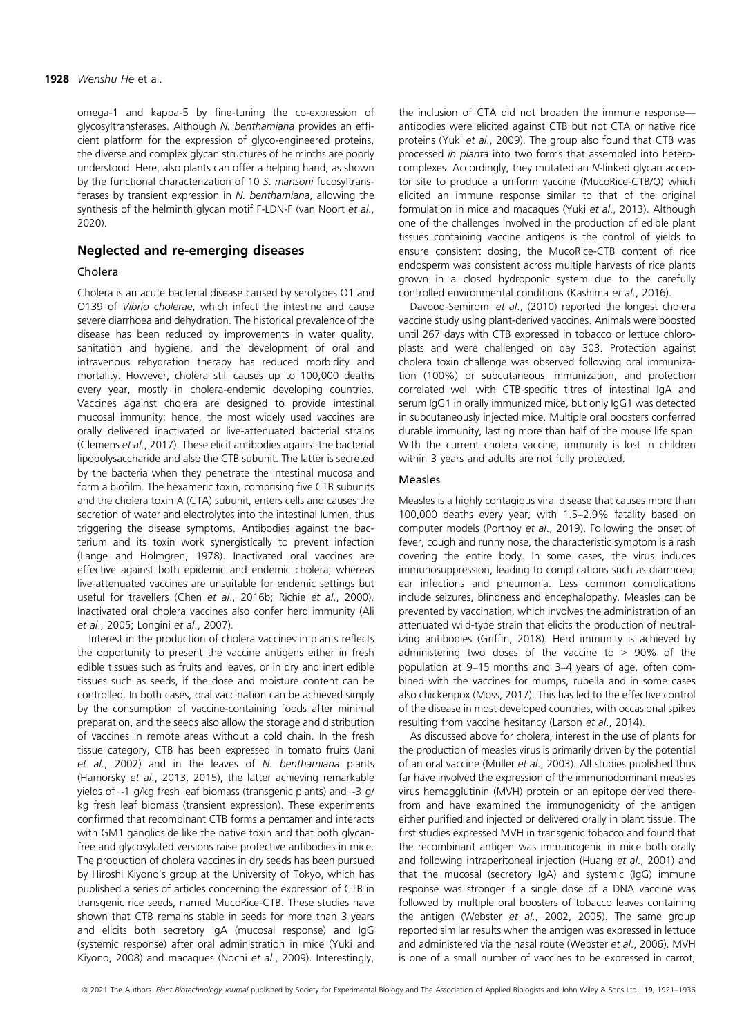omega-1 and kappa-5 by fine-tuning the co-expression of glycosyltransferases. Although *N. benthamiana* provides an efficient platform for the expression of glyco-engineered proteins, the diverse and complex glycan structures of helminths are poorly understood. Here, also plants can offer a helping hand, as shown by the functional characterization of 10 *S. mansoni* fucosyltransferases by transient expression in *N. benthamiana*, allowing the synthesis of the helminth glycan motif F-LDN-F (van Noort *et al.*, 2020).

## Neglected and re-emerging diseases

### Cholera

Cholera is an acute bacterial disease caused by serotypes O1 and O139 of *Vibrio cholerae*, which infect the intestine and cause severe diarrhoea and dehydration. The historical prevalence of the disease has been reduced by improvements in water quality, sanitation and hygiene, and the development of oral and intravenous rehydration therapy has reduced morbidity and mortality. However, cholera still causes up to 100,000 deaths every year, mostly in cholera-endemic developing countries. Vaccines against cholera are designed to provide intestinal mucosal immunity; hence, the most widely used vaccines are orally delivered inactivated or live-attenuated bacterial strains (Clemens *et al.*, 2017). These elicit antibodies against the bacterial lipopolysaccharide and also the CTB subunit. The latter is secreted by the bacteria when they penetrate the intestinal mucosa and form a biofilm. The hexameric toxin, comprising five CTB subunits and the cholera toxin A (CTA) subunit, enters cells and causes the secretion of water and electrolytes into the intestinal lumen, thus triggering the disease symptoms. Antibodies against the bacterium and its toxin work synergistically to prevent infection (Lange and Holmgren, 1978). Inactivated oral vaccines are effective against both epidemic and endemic cholera, whereas live-attenuated vaccines are unsuitable for endemic settings but useful for travellers (Chen *et al.*, 2016b; Richie *et al.*, 2000). Inactivated oral cholera vaccines also confer herd immunity (Ali *et al.*, 2005; Longini *et al.*, 2007).

Interest in the production of cholera vaccines in plants reflects the opportunity to present the vaccine antigens either in fresh edible tissues such as fruits and leaves, or in dry and inert edible tissues such as seeds, if the dose and moisture content can be controlled. In both cases, oral vaccination can be achieved simply by the consumption of vaccine-containing foods after minimal preparation, and the seeds also allow the storage and distribution of vaccines in remote areas without a cold chain. In the fresh tissue category, CTB has been expressed in tomato fruits (Jani *et al.*, 2002) and in the leaves of *N. benthamiana* plants (Hamorsky *et al.*, 2013, 2015), the latter achieving remarkable yields of ~1 g/kg fresh leaf biomass (transgenic plants) and ~3 g/kg fresh leaf biomass (transient expression). These experiments confirmed that recombinant CTB forms a pentamer and interacts with GM1 ganglioside like the native toxin and that both glycan-free and glycosylated versions raise protective antibodies in mice. The production of cholera vaccines in dry seeds has been pursued by Hiroshi Kiyono's group at the University of Tokyo, which has published a series of articles concerning the expression of CTB in transgenic rice seeds, named MucoRice-CTB. These studies have shown that CTB remains stable in seeds for more than 3 years and elicits both secretory IgA (mucosal response) and IgG (systemic response) after oral administration in mice (Yuki and Kiyono, 2008) and macaques (Nochi *et al.*, 2009). Interestingly, the inclusion of CTA did not broaden the immune response—antibodies were elicited against CTB but not CTA or native rice proteins (Yuki *et al.*, 2009). The group also found that CTB was processed *in planta* into two forms that assembled into heterocomplexes. Accordingly, they mutated an N-linked glycan acceptor site to produce a uniform vaccine (MucoRice-CTB/Q) which elicited an immune response similar to that of the original formulation in mice and macaques (Yuki *et al.*, 2013). Although one of the challenges involved in the production of edible plant tissues containing vaccine antigens is the control of yields to ensure consistent dosing, the MucoRice-CTB content of rice endosperm was consistent across multiple harvests of rice plants grown in a closed hydroponic system due to the carefully controlled environmental conditions (Kashima *et al.*, 2016).

Davood-Semiromi *et al.*, (2010) reported the longest cholera vaccine study using plant-derived vaccines. Animals were boosted until 267 days with CTB expressed in tobacco or lettuce chloroplasts and were challenged on day 303. Protection against cholera toxin challenge was observed following oral immunization (100%) or subcutaneous immunization, and protection correlated well with CTB-specific titres of intestinal IgA and serum IgG1 in orally immunized mice, but only IgG1 was detected in subcutaneously injected mice. Multiple oral boosters conferred durable immunity, lasting more than half of the mouse life span. With the current cholera vaccine, immunity is lost in children within 3 years and adults are not fully protected.

### Measles

Measles is a highly contagious viral disease that causes more than 100,000 deaths every year, with 1.5–2.9% fatality based on computer models (Portnoy *et al.*, 2019). Following the onset of fever, cough and runny nose, the characteristic symptom is a rash covering the entire body. In some cases, the virus induces immunosuppression, leading to complications such as diarrhoea, ear infections and pneumonia. Less common complications include seizures, blindness and encephalopathy. Measles can be prevented by vaccination, which involves the administration of an attenuated wild-type strain that elicits the production of neutralizing antibodies (Griffin, 2018). Herd immunity is achieved by administering two doses of the vaccine to > 90% of the population at 9–15 months and 3–4 years of age, often combined with the vaccines for mumps, rubella and in some cases also chickenpox (Moss, 2017). This has led to the effective control of the disease in most developed countries, with occasional spikes resulting from vaccine hesitancy (Larson *et al.*, 2014).

As discussed above for cholera, interest in the use of plants for the production of measles virus is primarily driven by the potential of an oral vaccine (Muller *et al.*, 2003). All studies published thus far have involved the expression of the immunodominant measles virus hemagglutinin (MVH) protein or an epitope derived therefrom and have examined the immunogenicity of the antigen either purified and injected or delivered orally in plant tissue. The first studies expressed MVH in transgenic tobacco and found that the recombinant antigen was immunogenic in mice both orally and following intraperitoneal injection (Huang *et al.*, 2001) and that the mucosal (secretory IgA) and systemic (IgG) immune response was stronger if a single dose of a DNA vaccine was followed by multiple oral boosters of tobacco leaves containing the antigen (Webster *et al.*, 2002, 2005). The same group reported similar results when the antigen was expressed in lettuce and administered via the nasal route (Webster *et al.*, 2006). MVH is one of a small number of vaccines to be expressed in carrot,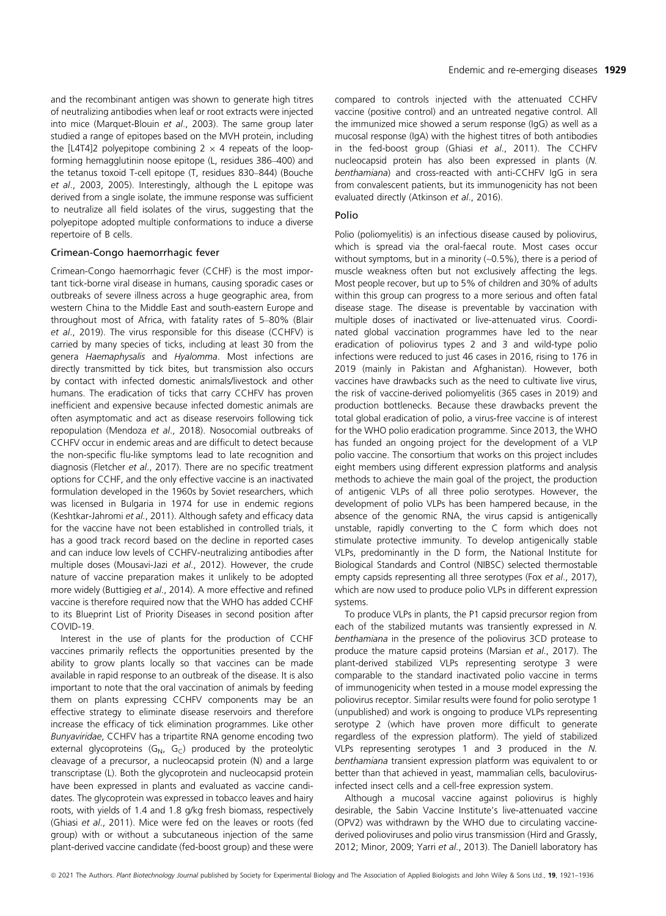and the recombinant antigen was shown to generate high titres of neutralizing antibodies when leaf or root extracts were injected into mice (Marquet-Blouin *et al*., 2003). The same group later studied a range of epitopes based on the MVH protein, including the [L4T4]2 polyepitope combining 2 × 4 repeats of the loop-forming hemagglutinin noose epitope (L, residues 386–400) and the tetanus toxoid T-cell epitope (T, residues 830–844) (Bouche *et al*., 2003, 2005). Interestingly, although the L epitope was derived from a single isolate, the immune response was sufficient to neutralize all field isolates of the virus, suggesting that the polyepitope adopted multiple conformations to induce a diverse repertoire of B cells.

### Crimean-Congo haemorrhagic fever

Crimean-Congo haemorrhagic fever (CCHF) is the most important tick-borne viral disease in humans, causing sporadic cases or outbreaks of severe illness across a huge geographic area, from western China to the Middle East and south-eastern Europe and throughout most of Africa, with fatality rates of 5–80% (Blair *et al*., 2019). The virus responsible for this disease (CCHFV) is carried by many species of ticks, including at least 30 from the genera *Haemaphysalis* and *Hyalomma*. Most infections are directly transmitted by tick bites, but transmission also occurs by contact with infected domestic animals/livestock and other humans. The eradication of ticks that carry CCHFV has proven inefficient and expensive because infected domestic animals are often asymptomatic and act as disease reservoirs following tick repopulation (Mendoza *et al*., 2018). Nosocomial outbreaks of CCHFV occur in endemic areas and are difficult to detect because the non-specific flu-like symptoms lead to late recognition and diagnosis (Fletcher *et al*., 2017). There are no specific treatment options for CCHF, and the only effective vaccine is an inactivated formulation developed in the 1960s by Soviet researchers, which was licensed in Bulgaria in 1974 for use in endemic regions (Keshtkar-Jahromi *et al*., 2011). Although safety and efficacy data for the vaccine have not been established in controlled trials, it has a good track record based on the decline in reported cases and can induce low levels of CCHFV-neutralizing antibodies after multiple doses (Mousavi-Jazi *et al*., 2012). However, the crude nature of vaccine preparation makes it unlikely to be adopted more widely (Buttigieg *et al*., 2014). A more effective and refined vaccine is therefore required now that the WHO has added CCHF to its Blueprint List of Priority Diseases in second position after COVID-19.

Interest in the use of plants for the production of CCHF vaccines primarily reflects the opportunities presented by the ability to grow plants locally so that vaccines can be made available in rapid response to an outbreak of the disease. It is also important to note that the oral vaccination of animals by feeding them on plants expressing CCHFV components may be an effective strategy to eliminate disease reservoirs and therefore increase the efficacy of tick elimination programmes. Like other *Bunyaviridae*, CCHFV has a tripartite RNA genome encoding two external glycoproteins ($G_N$, $G_C$) produced by the proteolytic cleavage of a precursor, a nucleocapsid protein (N) and a large transcriptase (L). Both the glycoprotein and nucleocapsid protein have been expressed in plants and evaluated as vaccine candidates. The glycoprotein was expressed in tobacco leaves and hairy roots, with yields of 1.4 and 1.8 g/kg fresh biomass, respectively (Ghiasi *et al*., 2011). Mice were fed on the leaves or roots (fed group) with or without a subcutaneous injection of the same plant-derived vaccine candidate (fed-boost group) and these were compared to controls injected with the attenuated CCHFV vaccine (positive control) and an untreated negative control. All the immunized mice showed a serum response (IgG) as well as a mucosal response (IgA) with the highest titres of both antibodies in the fed-boost group (Ghiasi *et al*., 2011). The CCHFV nucleocapsid protein has also been expressed in plants (*N. benthamiana*) and cross-reacted with anti-CCHFV IgG in sera from convalescent patients, but its immunogenicity has not been evaluated directly (Atkinson *et al*., 2016).

### Polio

Polio (poliomyelitis) is an infectious disease caused by poliovirus, which is spread via the oral-faecal route. Most cases occur without symptoms, but in a minority (~0.5%), there is a period of muscle weakness often but not exclusively affecting the legs. Most people recover, but up to 5% of children and 30% of adults within this group can progress to a more serious and often fatal disease stage. The disease is preventable by vaccination with multiple doses of inactivated or live-attenuated virus. Coordinated global vaccination programmes have led to the near eradication of poliovirus types 2 and 3 and wild-type polio infections were reduced to just 46 cases in 2016, rising to 176 in 2019 (mainly in Pakistan and Afghanistan). However, both vaccines have drawbacks such as the need to cultivate live virus, the risk of vaccine-derived poliomyelitis (365 cases in 2019) and production bottlenecks. Because these drawbacks prevent the total global eradication of polio, a virus-free vaccine is of interest for the WHO polio eradication programme. Since 2013, the WHO has funded an ongoing project for the development of a VLP polio vaccine. The consortium that works on this project includes eight members using different expression platforms and analysis methods to achieve the main goal of the project, the production of antigenic VLPs of all three polio serotypes. However, the development of polio VLPs has been hampered because, in the absence of the genomic RNA, the virus capsid is antigenically unstable, rapidly converting to the C form which does not stimulate protective immunity. To develop antigenically stable VLPs, predominantly in the D form, the National Institute for Biological Standards and Control (NIBSC) selected thermostable empty capsids representing all three serotypes (Fox *et al*., 2017), which are now used to produce polio VLPs in different expression systems.

To produce VLPs in plants, the P1 capsid precursor region from each of the stabilized mutants was transiently expressed in *N. benthamiana* in the presence of the poliovirus 3CD protease to produce the mature capsid proteins (Marsian *et al*., 2017). The plant-derived stabilized VLPs representing serotype 3 were comparable to the standard inactivated polio vaccine in terms of immunogenicity when tested in a mouse model expressing the poliovirus receptor. Similar results were found for polio serotype 1 (unpublished) and work is ongoing to produce VLPs representing serotype 2 (which have proven more difficult to generate regardless of the expression platform). The yield of stabilized VLPs representing serotypes 1 and 3 produced in the *N. benthamiana* transient expression platform was equivalent to or better than that achieved in yeast, mammalian cells, baculovirus-infected insect cells and a cell-free expression system.

Although a mucosal vaccine against poliovirus is highly desirable, the Sabin Vaccine Institute's live-attenuated vaccine (OPV2) was withdrawn by the WHO due to circulating vaccine-derived polioviruses and polio virus transmission (Hird and Grassly, 2012; Minor, 2009; Yarri *et al*., 2013). The Daniell laboratory has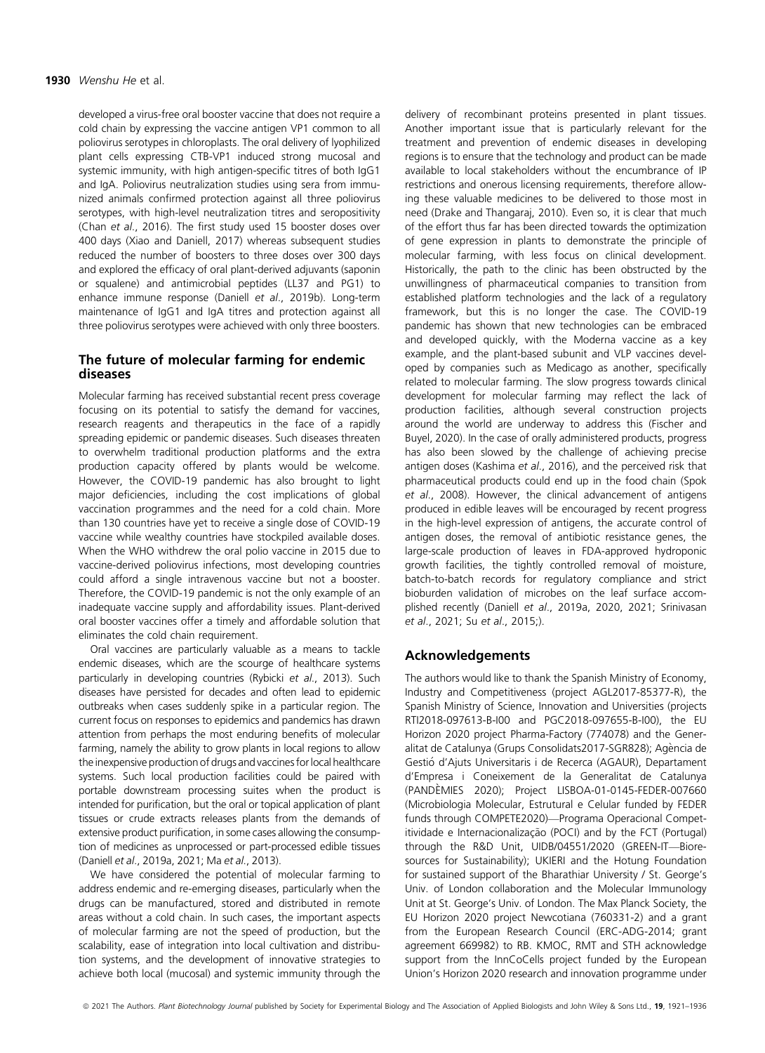developed a virus-free oral booster vaccine that does not require a cold chain by expressing the vaccine antigen VP1 common to all poliovirus serotypes in chloroplasts. The oral delivery of lyophilized plant cells expressing CTB-VP1 induced strong mucosal and systemic immunity, with high antigen-specific titres of both IgG1 and IgA. Poliovirus neutralization studies using sera from immunized animals confirmed protection against all three poliovirus serotypes, with high-level neutralization titres and seropositivity (Chan *et al*., 2016). The first study used 15 booster doses over 400 days (Xiao and Daniell, 2017) whereas subsequent studies reduced the number of boosters to three doses over 300 days and explored the efficacy of oral plant-derived adjuvants (saponin or squalene) and antimicrobial peptides (LL37 and PG1) to enhance immune response (Daniell *et al*., 2019b). Long-term maintenance of IgG1 and IgA titres and protection against all three poliovirus serotypes were achieved with only three boosters.

## The future of molecular farming for endemic diseases

Molecular farming has received substantial recent press coverage focusing on its potential to satisfy the demand for vaccines, research reagents and therapeutics in the face of a rapidly spreading epidemic or pandemic diseases. Such diseases threaten to overwhelm traditional production platforms and the extra production capacity offered by plants would be welcome. However, the COVID-19 pandemic has also brought to light major deficiencies, including the cost implications of global vaccination programmes and the need for a cold chain. More than 130 countries have yet to receive a single dose of COVID-19 vaccine while wealthy countries have stockpiled available doses. When the WHO withdrew the oral polio vaccine in 2015 due to vaccine-derived poliovirus infections, most developing countries could afford a single intravenous vaccine but not a booster. Therefore, the COVID-19 pandemic is not the only example of an inadequate vaccine supply and affordability issues. Plant-derived oral booster vaccines offer a timely and affordable solution that eliminates the cold chain requirement.

Oral vaccines are particularly valuable as a means to tackle endemic diseases, which are the scourge of healthcare systems particularly in developing countries (Rybicki *et al*., 2013). Such diseases have persisted for decades and often lead to epidemic outbreaks when cases suddenly spike in a particular region. The current focus on responses to epidemics and pandemics has drawn attention from perhaps the most enduring benefits of molecular farming, namely the ability to grow plants in local regions to allow the inexpensive production of drugs and vaccines for local healthcare systems. Such local production facilities could be paired with portable downstream processing suites when the product is intended for purification, but the oral or topical application of plant tissues or crude extracts releases plants from the demands of extensive product purification, in some cases allowing the consumption of medicines as unprocessed or part-processed edible tissues (Daniell *et al*., 2019a, 2021; Ma *et al*., 2013).

We have considered the potential of molecular farming to address endemic and re-emerging diseases, particularly when the drugs can be manufactured, stored and distributed in remote areas without a cold chain. In such cases, the important aspects of molecular farming are not the speed of production, but the scalability, ease of integration into local cultivation and distribution systems, and the development of innovative strategies to achieve both local (mucosal) and systemic immunity through the delivery of recombinant proteins presented in plant tissues. Another important issue that is particularly relevant for the treatment and prevention of endemic diseases in developing regions is to ensure that the technology and product can be made available to local stakeholders without the encumbrance of IP restrictions and onerous licensing requirements, therefore allowing these valuable medicines to be delivered to those most in need (Drake and Thangaraj, 2010). Even so, it is clear that much of the effort thus far has been directed towards the optimization of gene expression in plants to demonstrate the principle of molecular farming, with less focus on clinical development. Historically, the path to the clinic has been obstructed by the unwillingness of pharmaceutical companies to transition from established platform technologies and the lack of a regulatory framework, but this is no longer the case. The COVID-19 pandemic has shown that new technologies can be embraced and developed quickly, with the Moderna vaccine as a key example, and the plant-based subunit and VLP vaccines developed by companies such as Medicago as another, specifically related to molecular farming. The slow progress towards clinical development for molecular farming may reflect the lack of production facilities, although several construction projects around the world are underway to address this (Fischer and Buyel, 2020). In the case of orally administered products, progress has also been slowed by the challenge of achieving precise antigen doses (Kashima *et al*., 2016), and the perceived risk that pharmaceutical products could end up in the food chain (Spok *et al*., 2008). However, the clinical advancement of antigens produced in edible leaves will be encouraged by recent progress in the high-level expression of antigens, the accurate control of antigen doses, the removal of antibiotic resistance genes, the large-scale production of leaves in FDA-approved hydroponic growth facilities, the tightly controlled removal of moisture, batch-to-batch records for regulatory compliance and strict bioburden validation of microbes on the leaf surface accomplished recently (Daniell *et al*., 2019a, 2020, 2021; Srinivasan *et al*., 2021; Su *et al*., 2015;).

## Acknowledgements

The authors would like to thank the Spanish Ministry of Economy, Industry and Competitiveness (project AGL2017-85377-R), the Spanish Ministry of Science, Innovation and Universities (projects RTI2018-097613-B-I00 and PGC2018-097655-B-I00), the EU Horizon 2020 project Pharma-Factory (774078) and the Generalitat de Catalunya (Grups Consolidats2017-SGR828); Agència de Gestió d'Ajuts Universitaris i de Recerca (AGAUR), Departament d'Empresa i Coneixement de la Generalitat de Catalunya (PANDÈMIES 2020); Project LISBOA-01-0145-FEDER-007660 (Microbiologia Molecular, Estrutural e Celular funded by FEDER funds through COMPETE2020—Programa Operacional Competitividade e Internacionalização (POCI) and by the FCT (Portugal) through the R&D Unit, UIDB/04551/2020 (GREEN-IT—Bioresources for Sustainability); UKIERI and the Hotung Foundation for sustained support of the Bharathiar University / St. George's Univ. of London collaboration and the Molecular Immunology Unit at St. George's Univ. of London. The Max Planck Society, the EU Horizon 2020 project Newcotiana (760331-2) and a grant from the European Research Council (ERC-ADG-2014; grant agreement 669982) to RB. KMOC, RMT and STH acknowledge support from the InnCoCells project funded by the European Union's Horizon 2020 research and innovation programme under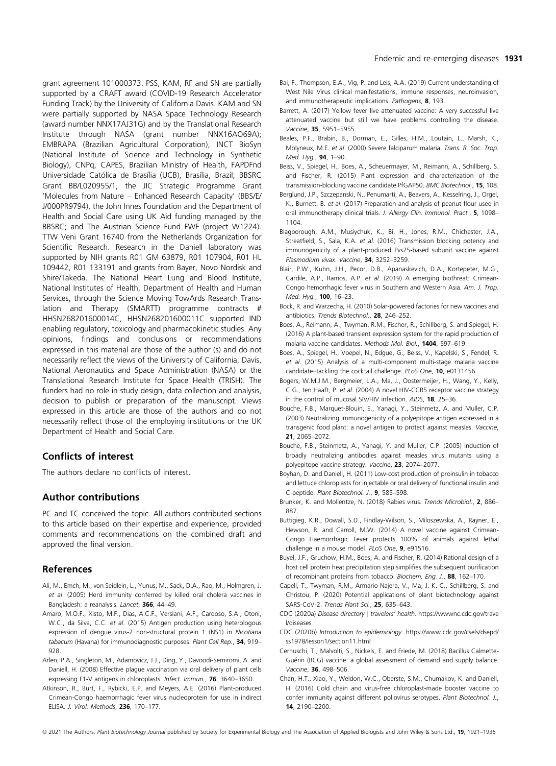grant agreement 101000373. PSS, KAM, RF and SN are partially supported by a CRAFT award (COVID-19 Research Accelerator Funding Track) by the University of California Davis. KAM and SN were partially supported by NASA Space Technology Research (award number NNX17AJ31G) and by the Translational Research Institute through NASA (grant number NNX16AO69A); EMBRAPA (Brazilian Agricultural Corporation), INCT BioSyn (National Institute of Science and Technology in Synthetic Biology), CNPq, CAPES, Brazilian Ministry of Health, FAPDFnd Universidade Católica de Brasília (UCB), Brasília, Brazil; BBSRC Grant BB/L020955/1, the JIC Strategic Programme Grant 'Molecules from Nature – Enhanced Research Capacity' (BBS/E/J/000PR9794), the John Innes Foundation and the Department of Health and Social Care using UK Aid funding managed by the BBSRC; and The Austrian Science Fund FWF (project W1224). TTW Veni Grant 16740 from the Netherlands Organization for Scientific Research. Research in the Daniell laboratory was supported by NIH grants R01 GM 63879, R01 107904, R01 HL 109442, R01 133191 and grants from Bayer, Novo Nordisk and Shire/Takeda. The National Heart Lung and Blood Institute, National Institutes of Health, Department of Health and Human Services, through the Science Moving TowArds Research Translation and Therapy (SMARTT) programme contracts # HHSN268201600014C, HHSN268201600011C supported IND enabling regulatory, toxicology and pharmacokinetic studies. Any opinions, findings and conclusions or recommendations expressed in this material are those of the author (s) and do not necessarily reflect the views of the University of California, Davis, National Aeronautics and Space Administration (NASA) or the Translational Research Institute for Space Health (TRISH). The funders had no role in study design, data collection and analysis, decision to publish or preparation of the manuscript. Views expressed in this article are those of the authors and do not necessarily reflect those of the employing institutions or the UK Department of Health and Social Care.

## Conflicts of interest

The authors declare no conflicts of interest.

## Author contributions

PC and TC conceived the topic. All authors contributed sections to this article based on their expertise and experience, provided comments and recommendations on the combined draft and approved the final version.

## References

Ali, M., Emch, M., von Seidlein, L., Yunus, M., Sack, D.A., Rao, M., Holmgren, J. *et al*. (2005) Herd immunity conferred by killed oral cholera vaccines in Bangladesh: a reanalysis. *Lancet*, **366**, 44–49.

Amaro, M.O.F., Xisto, M.F., Dias, A.C.F., Versiani, A.F., Cardoso, S.A., Otoni, W.C., da Silva, C.C. *et al*. (2015) Antigen production using heterologous expression of dengue virus-2 non-structural protein 1 (NS1) in *Nicotiana tabacum* (Havana) for immunodiagnostic purposes. *Plant Cell Rep.*, **34**, 919–928.

Arlen, P.A., Singleton, M., Adamovicz, J.J., Ding, Y., Davoodi-Semiromi, A. and Daniell, H. (2008) Effective plague vaccination via oral delivery of plant cells expressing F1-V antigens in chloroplasts. *Infect. Immun.*, **76**, 3640–3650.

Atkinson, R., Burt, F., Rybicki, E.P. and Meyers, A.E. (2016) Plant-produced Crimean-Congo haemorrhagic fever virus nucleoprotein for use in indirect ELISA. *J. Virol. Methods*, **236**, 170–177.

Bai, F., Thompson, E.A., Vig, P. and Leis, A.A. (2019) Current understanding of West Nile Virus clinical manifestations, immune responses, neuroinvasion, and immunotherapeutic implications. *Pathogens*, **8**, 193.

Barrett, A. (2017) Yellow fever live attenuated vaccine: A very successful live attenuated vaccine but still we have problems controlling the disease. *Vaccine*, **35**, 5951–5955.

Beales, P.F., Brabin, B., Dorman, E., Gilles, H.M., Loutain, L., Marsh, K., Molyneux, M.E. *et al*. (2000) Severe falciparum malaria. *Trans. R. Soc. Trop. Med. Hyg.*, **94**, 1–90.

Beiss, V., Spiegel, H., Boes, A., Scheuermayer, M., Reimann, A., Schillberg, S. and Fischer, R. (2015) Plant expression and characterization of the transmission-blocking vaccine candidate PfGAP50. *BMC Biotechnol.*, **15**, 108.

Berglund, J.P., Szczepanski, N., Penumarti, A., Beavers, A., Kesselring, J., Orgel, K., Burnett, B. *et al*. (2017) Preparation and analysis of peanut flour used in oral immunotherapy clinical trials. *J. Allergy Clin. Immunol. Pract.*, **5**, 1098–1104.

Blagborough, A.M., Musiychuk, K., Bi, H., Jones, R.M., Chichester, J.A., Streatfield, S., Sala, K.A. *et al*. (2016) Transmission blocking potency and immunogenicity of a plant-produced Pvs25-based subunit vaccine against *Plasmodium vivax*. *Vaccine*, **34**, 3252–3259.

Blair, P.W., Kuhn, J.H., Pecor, D.B., Apanaskevich, D.A., Kortepeter, M.G., Cardile, A.P., Ramos, A.P. *et al*. (2019) A emerging biothreat: Crimean-Congo hemorrhagic fever virus in Southern and Western Asia. *Am. J. Trop. Med. Hyg.*, **100**, 16–23.

Bock, R. and Warzecha, H. (2010) Solar-powered factories for new vaccines and antibiotics. *Trends Biotechnol.*, **28**, 246–252.

Boes, A., Reimann, A., Twyman, R.M., Fischer, R., Schillberg, S. and Spiegel, H. (2016) A plant-based transient expression system for the rapid production of malaria vaccine candidates. *Methods Mol. Biol.*, **1404**, 597–619.

Boes, A., Spiegel, H., Voepel, N., Edgue, G., Beiss, V., Kapelski, S., Fendel, R. *et al*. (2015) Analysis of a multi-component multi-stage malaria vaccine candidate–tackling the cocktail challenge. *PLoS One*, **10**, e0131456.

Bogers, W.M.J.M., Bergmeier, L.A., Ma, J., Oostermeijer, H., Wang, Y., Kelly, C.G., ten Haaft, P. *et al*. (2004) A novel HIV-CCR5 receptor vaccine strategy in the control of mucosal SIV/HIV infection. *AIDS*, **18**, 25–36.

Bouche, F.B., Marquet-Blouin, E., Yanagi, Y., Steinmetz, A. and Muller, C.P. (2003) Neutralizing immunogenicity of a polyepitope antigen expressed in a transgenic food plant: a novel antigen to protect against measles. *Vaccine*, **21**, 2065–2072.

Bouche, F.B., Steinmetz, A., Yanagi, Y. and Muller, C.P. (2005) Induction of broadly neutralizing antibodies against measles virus mutants using a polyepitope vaccine strategy. *Vaccine*, **23**, 2074–2077.

Boyhan, D. and Daniell, H. (2011) Low-cost production of proinsulin in tobacco and lettuce chloroplasts for injectable or oral delivery of functional insulin and C-peptide. *Plant Biotechnol. J.*, **9**, 585–598.

Brunker, K. and Mollentze, N. (2018) Rabies virus. *Trends Microbiol.*, **2**, 886–887.

Buttigieg, K.R., Dowall, S.D., Findlay-Wilson, S., Miloszewska, A., Rayner, E., Hewson, R. and Carroll, M.W. (2014) A novel vaccine against Crimean-Congo Haemorrhagic Fever protects 100% of animals against lethal challenge in a mouse model. *PLoS One*, **9**, e91516.

Buyel, J.F., Gruchow, H.M., Boes, A. and Fischer, R. (2014) Rational design of a host cell protein heat precipitation step simplifies the subsequent purification of recombinant proteins from tobacco. *Biochem. Eng. J.*, **88**, 162–170.

Capell, T., Twyman, R.M., Armario-Najera, V., Ma, J.-K.-C., Schillberg, S. and Christou, P. (2020) Potential applications of plant biotechnology against SARS-CoV-2. *Trends Plant Sci.*, **25**, 635–643.

CDC (2020a) *Disease directory | travelers' health*. https://wwwnc.cdc.gov/travel/diseases

CDC (2020b) *Introduction to epidemiology*. https://www.cdc.gov/csels/dsepd/ss1978/lesson1/section11.html

Cernuschi, T., Malvolti, S., Nickels, E. and Friede, M. (2018) Bacillus Calmette-Guérin (BCG) vaccine: a global assessment of demand and supply balance. *Vaccine*, **36**, 498–506.

Chan, H.T., Xiao, Y., Weldon, W.C., Oberste, S.M., Chumakov, K. and Daniell, H. (2016) Cold chain and virus-free chloroplast-made booster vaccine to confer immunity against different poliovirus serotypes. *Plant Biotechnol. J.*, **14**, 2190–2200.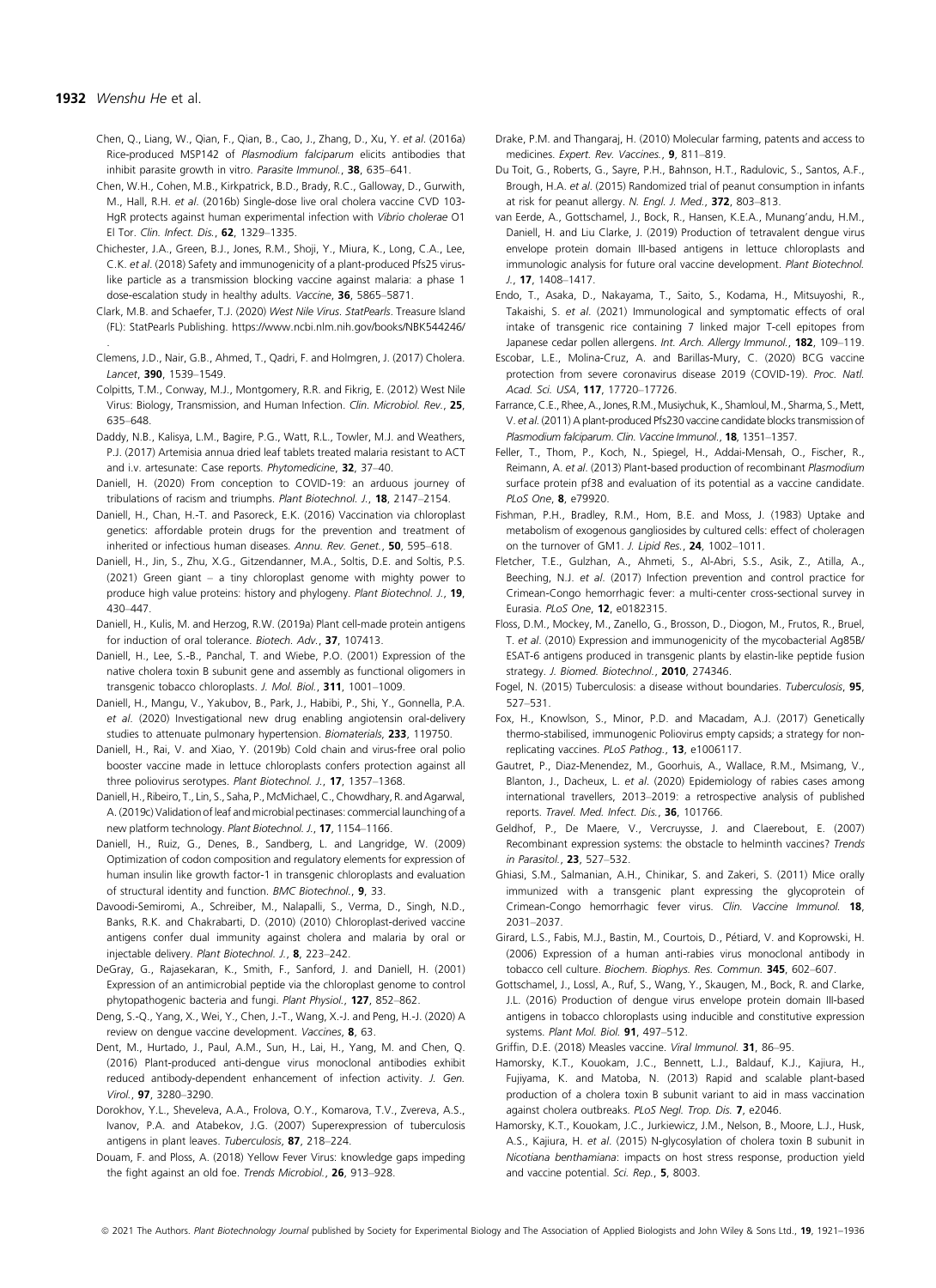Chen, Q., Liang, W., Qian, F., Qian, B., Cao, J., Zhang, D., Xu, Y. *et al*. (2016a) Rice-produced MSP142 of *Plasmodium falciparum* elicits antibodies that inhibit parasite growth in vitro. *Parasite Immunol.*, **38**, 635–641.

Chen, W.H., Cohen, M.B., Kirkpatrick, B.D., Brady, R.C., Galloway, D., Gurwith, M., Hall, R.H. *et al*. (2016b) Single-dose live oral cholera vaccine CVD 103-HgR protects against human experimental infection with *Vibrio cholerae* O1 El Tor. *Clin. Infect. Dis.*, **62**, 1329–1335.

Chichester, J.A., Green, B.J., Jones, R.M., Shoji, Y., Miura, K., Long, C.A., Lee, C.K. *et al*. (2018) Safety and immunogenicity of a plant-produced Pfs25 virus-like particle as a transmission blocking vaccine against malaria: a phase 1 dose-escalation study in healthy adults. *Vaccine*, **36**, 5865–5871.

Clark, M.B. and Schaefer, T.J. (2020) *West Nile Virus*. *StatPearls*. Treasure Island (FL): StatPearls Publishing. https://www.ncbi.nlm.nih.gov/books/NBK544246/.

Clemens, J.D., Nair, G.B., Ahmed, T., Qadri, F. and Holmgren, J. (2017) Cholera. *Lancet*, **390**, 1539–1549.

Colpitts, T.M., Conway, M.J., Montgomery, R.R. and Fikrig, E. (2012) West Nile Virus: Biology, Transmission, and Human Infection. *Clin. Microbiol. Rev.*, **25**, 635–648.

Daddy, N.B., Kalisya, L.M., Bagire, P.G., Watt, R.L., Towler, M.J. and Weathers, P.J. (2017) Artemisia annua dried leaf tablets treated malaria resistant to ACT and i.v. artesunate: Case reports. *Phytomedicine*, **32**, 37–40.

Daniell, H. (2020) From conception to COVID-19: an arduous journey of tribulations of racism and triumphs. *Plant Biotechnol. J.*, **18**, 2147–2154.

Daniell, H., Chan, H.-T. and Pasoreck, E.K. (2016) Vaccination via chloroplast genetics: affordable protein drugs for the prevention and treatment of inherited or infectious human diseases. *Annu. Rev. Genet.*, **50**, 595–618.

Daniell, H., Jin, S., Zhu, X.G., Gitzendanner, M.A., Soltis, D.E. and Soltis, P.S. (2021) Green giant – a tiny chloroplast genome with mighty power to produce high value proteins: history and phylogeny. *Plant Biotechnol. J.*, **19**, 430–447.

Daniell, H., Kulis, M. and Herzog, R.W. (2019a) Plant cell-made protein antigens for induction of oral tolerance. *Biotech. Adv.*, **37**, 107413.

Daniell, H., Lee, S.-B., Panchal, T. and Wiebe, P.O. (2001) Expression of the native cholera toxin B subunit gene and assembly as functional oligomers in transgenic tobacco chloroplasts. *J. Mol. Biol.*, **311**, 1001–1009.

Daniell, H., Mangu, V., Yakubov, B., Park, J., Habibi, P., Shi, Y., Gonnella, P.A. *et al*. (2020) Investigational new drug enabling angiotensin oral-delivery studies to attenuate pulmonary hypertension. *Biomaterials*, **233**, 119750.

Daniell, H., Rai, V. and Xiao, Y. (2019b) Cold chain and virus-free oral polio booster vaccine made in lettuce chloroplasts confers protection against all three poliovirus serotypes. *Plant Biotechnol. J.*, **17**, 1357–1368.

Daniell, H., Ribeiro, T., Lin, S., Saha, P., McMichael, C., Chowdhary, R. and Agarwal, A. (2019c) Validation of leaf and microbial pectinases: commercial launching of a new platform technology. *Plant Biotechnol. J.*, **17**, 1154–1166.

Daniell, H., Ruiz, G., Denes, B., Sandberg, L. and Langridge, W. (2009) Optimization of codon composition and regulatory elements for expression of human insulin like growth factor-1 in transgenic chloroplasts and evaluation of structural identity and function. *BMC Biotechnol.*, **9**, 33.

Davoodi-Semiromi, A., Schreiber, M., Nalapalli, S., Verma, D., Singh, N.D., Banks, R.K. and Chakrabarti, D. (2010) (2010) Chloroplast-derived vaccine antigens confer dual immunity against cholera and malaria by oral or injectable delivery. *Plant Biotechnol. J.*, **8**, 223–242.

DeGray, G., Rajasekaran, K., Smith, F., Sanford, J. and Daniell, H. (2001) Expression of an antimicrobial peptide via the chloroplast genome to control phytopathogenic bacteria and fungi. *Plant Physiol.*, **127**, 852–862.

Deng, S.-Q., Yang, X., Wei, Y., Chen, J.-T., Wang, X.-J. and Peng, H.-J. (2020) A review on dengue vaccine development. *Vaccines*, **8**, 63.

Dent, M., Hurtado, J., Paul, A.M., Sun, H., Lai, H., Yang, M. and Chen, Q. (2016) Plant-produced anti-dengue virus monoclonal antibodies exhibit reduced antibody-dependent enhancement of infection activity. *J. Gen. Virol.*, **97**, 3280–3290.

Dorokhov, Y.L., Sheveleva, A.A., Frolova, O.Y., Komarova, T.V., Zvereva, A.S., Ivanov, P.A. and Atabekov, J.G. (2007) Superexpression of tuberculosis antigens in plant leaves. *Tuberculosis*, **87**, 218–224.

Douam, F. and Ploss, A. (2018) Yellow Fever Virus: knowledge gaps impeding the fight against an old foe. *Trends Microbiol.*, **26**, 913–928.

Drake, P.M. and Thangaraj, H. (2010) Molecular farming, patents and access to medicines. *Expert. Rev. Vaccines.*, **9**, 811–819.

Du Toit, G., Roberts, G., Sayre, P.H., Bahnson, H.T., Radulovic, S., Santos, A.F., Brough, H.A. *et al*. (2015) Randomized trial of peanut consumption in infants at risk for peanut allergy. *N. Engl. J. Med.*, **372**, 803–813.

van Eerde, A., Gottschamel, J., Bock, R., Hansen, K.E.A., Munang'andu, H.M., Daniell, H. and Liu Clarke, J. (2019) Production of tetravalent dengue virus envelope protein domain III-based antigens in lettuce chloroplasts and immunologic analysis for future oral vaccine development. *Plant Biotechnol. J.*, **17**, 1408–1417.

Endo, T., Asaka, D., Nakayama, T., Saito, S., Kodama, H., Mitsuyoshi, R., Takaishi, S. *et al*. (2021) Immunological and symptomatic effects of oral intake of transgenic rice containing 7 linked major T-cell epitopes from Japanese cedar pollen allergens. *Int. Arch. Allergy Immunol.*, **182**, 109–119.

Escobar, L.E., Molina-Cruz, A. and Barillas-Mury, C. (2020) BCG vaccine protection from severe coronavirus disease 2019 (COVID-19). *Proc. Natl. Acad. Sci. USA*, **117**, 17720–17726.

Farrance, C.E., Rhee, A., Jones, R.M., Musiychuk, K., Shamloul, M., Sharma, S., Mett, V. *et al*. (2011) A plant-produced Pfs230 vaccine candidate blocks transmission of *Plasmodium falciparum*. *Clin. Vaccine Immunol.*, **18**, 1351–1357.

Feller, T., Thom, P., Koch, N., Spiegel, H., Addai-Mensah, O., Fischer, R., Reimann, A. *et al*. (2013) Plant-based production of recombinant *Plasmodium* surface protein pf38 and evaluation of its potential as a vaccine candidate. *PLoS One*, **8**, e79920.

Fishman, P.H., Bradley, R.M., Hom, B.E. and Moss, J. (1983) Uptake and metabolism of exogenous gangliosides by cultured cells: effect of choleragen on the turnover of GM1. *J. Lipid Res.*, **24**, 1002–1011.

Fletcher, T.E., Gulzhan, A., Ahmeti, S., Al-Abri, S.S., Asik, Z., Atilla, A., Beeching, N.J. *et al*. (2017) Infection prevention and control practice for Crimean-Congo hemorrhagic fever: a multi-center cross-sectional survey in Eurasia. *PLoS One*, **12**, e0182315.

Floss, D.M., Mockey, M., Zanello, G., Brosson, D., Diogon, M., Frutos, R., Bruel, T. *et al*. (2010) Expression and immunogenicity of the mycobacterial Ag85B/ESAT-6 antigens produced in transgenic plants by elastin-like peptide fusion strategy. *J. Biomed. Biotechnol.*, **2010**, 274346.

Fogel, N. (2015) Tuberculosis: a disease without boundaries. *Tuberculosis*, **95**, 527–531.

Fox, H., Knowlson, S., Minor, P.D. and Macadam, A.J. (2017) Genetically thermo-stabilised, immunogenic Poliovirus empty capsids; a strategy for non-replicating vaccines. *PLoS Pathog.*, **13**, e1006117.

Gautret, P., Diaz-Menendez, M., Goorhuis, A., Wallace, R.M., Msimang, V., Blanton, J., Dacheux, L. *et al*. (2020) Epidemiology of rabies cases among international travellers, 2013–2019: a retrospective analysis of published reports. *Travel. Med. Infect. Dis.*, **36**, 101766.

Geldhof, P., De Maere, V., Vercruysse, J. and Claerebout, E. (2007) Recombinant expression systems: the obstacle to helminth vaccines? *Trends in Parasitol.*, **23**, 527–532.

Ghiasi, S.M., Salmanian, A.H., Chinikar, S. and Zakeri, S. (2011) Mice orally immunized with a transgenic plant expressing the glycoprotein of Crimean-Congo hemorrhagic fever virus. *Clin. Vaccine Immunol.* **18**, 2031–2037.

Girard, L.S., Fabis, M.J., Bastin, M., Courtois, D., Pétiard, V. and Koprowski, H. (2006) Expression of a human anti-rabies virus monoclonal antibody in tobacco cell culture. *Biochem. Biophys. Res. Commun.* **345**, 602–607.

Gottschamel, J., Lossl, A., Ruf, S., Wang, Y., Skaugen, M., Bock, R. and Clarke, J.L. (2016) Production of dengue virus envelope protein domain III-based antigens in tobacco chloroplasts using inducible and constitutive expression systems. *Plant Mol. Biol.* **91**, 497–512.

Griffin, D.E. (2018) Measles vaccine. *Viral Immunol.* **31**, 86–95.

Hamorsky, K.T., Kouokam, J.C., Bennett, L.J., Baldauf, K.J., Kajiura, H., Fujiyama, K. and Matoba, N. (2013) Rapid and scalable plant-based production of a cholera toxin B subunit variant to aid in mass vaccination against cholera outbreaks. *PLoS Negl. Trop. Dis.* **7**, e2046.

Hamorsky, K.T., Kouokam, J.C., Jurkiewicz, J.M., Nelson, B., Moore, L.J., Husk, A.S., Kajiura, H. *et al*. (2015) N-glycosylation of cholera toxin B subunit in *Nicotiana benthamiana*: impacts on host stress response, production yield and vaccine potential. *Sci. Rep.*, **5**, 8003.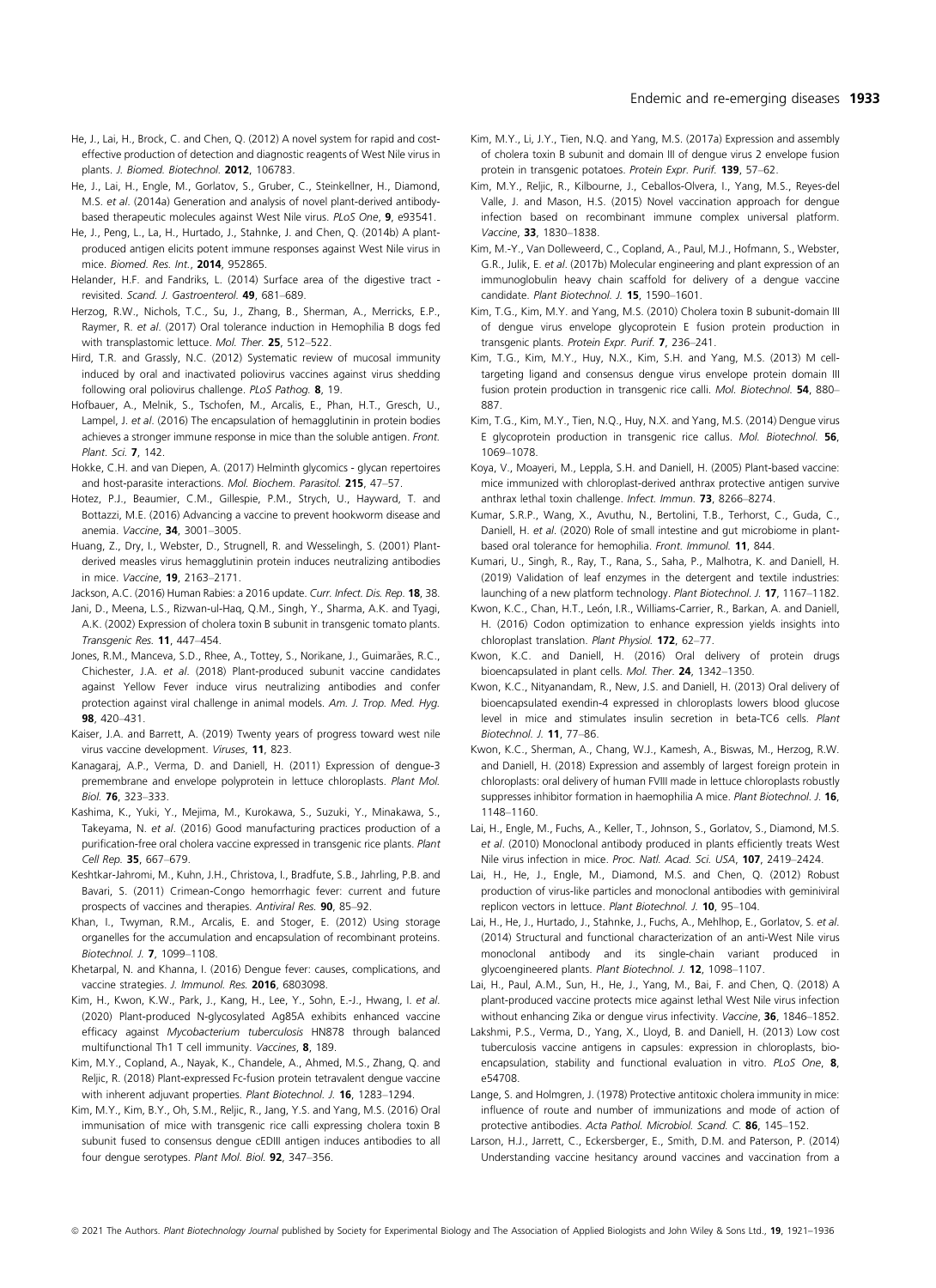He, J., Lai, H., Brock, C. and Chen, Q. (2012) A novel system for rapid and cost-effective production of detection and diagnostic reagents of West Nile virus in plants. *J. Biomed. Biotechnol.* **2012**, 106783.

He, J., Lai, H., Engle, M., Gorlatov, S., Gruber, C., Steinkellner, H., Diamond, M.S. *et al*. (2014a) Generation and analysis of novel plant-derived antibody-based therapeutic molecules against West Nile virus. *PLoS One*, **9**, e93541.

He, J., Peng, L., La, H., Hurtado, J., Stahnke, J. and Chen, Q. (2014b) A plant-produced antigen elicits potent immune responses against West Nile virus in mice. *Biomed. Res. Int.*, **2014**, 952865.

Helander, H.F. and Fandriks, L. (2014) Surface area of the digestive tract - revisited. *Scand. J. Gastroenterol.* **49**, 681–689.

Herzog, R.W., Nichols, T.C., Su, J., Zhang, B., Sherman, A., Merricks, E.P., Raymer, R. *et al*. (2017) Oral tolerance induction in Hemophilia B dogs fed with transplastomic lettuce. *Mol. Ther.* **25**, 512–522.

Hird, T.R. and Grassly, N.C. (2012) Systematic review of mucosal immunity induced by oral and inactivated poliovirus vaccines against virus shedding following oral poliovirus challenge. *PLoS Pathog.* **8**, 19.

Hofbauer, A., Melnik, S., Tschofen, M., Arcalis, E., Phan, H.T., Gresch, U., Lampel, J. *et al*. (2016) The encapsulation of hemagglutinin in protein bodies achieves a stronger immune response in mice than the soluble antigen. *Front. Plant. Sci.* **7**, 142.

Hokke, C.H. and van Diepen, A. (2017) Helminth glycomics - glycan repertoires and host-parasite interactions. *Mol. Biochem. Parasitol.* **215**, 47–57.

Hotez, P.J., Beaumier, C.M., Gillespie, P.M., Strych, U., Hayward, T. and Bottazzi, M.E. (2016) Advancing a vaccine to prevent hookworm disease and anemia. *Vaccine*, **34**, 3001–3005.

Huang, Z., Dry, I., Webster, D., Strugnell, R. and Wesselingh, S. (2001) Plant-derived measles virus hemagglutinin protein induces neutralizing antibodies in mice. *Vaccine*, **19**, 2163–2171.

Jackson, A.C. (2016) Human Rabies: a 2016 update. *Curr. Infect. Dis. Rep.* **18**, 38.

Jani, D., Meena, L.S., Rizwan-ul-Haq, Q.M., Singh, Y., Sharma, A.K. and Tyagi, A.K. (2002) Expression of cholera toxin B subunit in transgenic tomato plants. *Transgenic Res.* **11**, 447–454.

Jones, R.M., Manceva, S.D., Rhee, A., Tottey, S., Norikane, J., Guimarães, R.C., Chichester, J.A. *et al*. (2018) Plant-produced subunit vaccine candidates against Yellow Fever induce virus neutralizing antibodies and confer protection against viral challenge in animal models. *Am. J. Trop. Med. Hyg.* **98**, 420–431.

Kaiser, J.A. and Barrett, A. (2019) Twenty years of progress toward west nile virus vaccine development. *Viruses*, **11**, 823.

Kanagaraj, A.P., Verma, D. and Daniell, H. (2011) Expression of dengue-3 premembrane and envelope polyprotein in lettuce chloroplasts. *Plant Mol. Biol.* **76**, 323–333.

Kashima, K., Yuki, Y., Mejima, M., Kurokawa, S., Suzuki, Y., Minakawa, S., Takeyama, N. *et al*. (2016) Good manufacturing practices production of a purification-free oral cholera vaccine expressed in transgenic rice plants. *Plant Cell Rep.* **35**, 667–679.

Keshtkar-Jahromi, M., Kuhn, J.H., Christova, I., Bradfute, S.B., Jahrling, P.B. and Bavari, S. (2011) Crimean-Congo hemorrhagic fever: current and future prospects of vaccines and therapies. *Antiviral Res.* **90**, 85–92.

Khan, I., Twyman, R.M., Arcalis, E. and Stoger, E. (2012) Using storage organelles for the accumulation and encapsulation of recombinant proteins. *Biotechnol. J.* **7**, 1099–1108.

Khetarpal, N. and Khanna, I. (2016) Dengue fever: causes, complications, and vaccine strategies. *J. Immunol. Res.* **2016**, 6803098.

Kim, H., Kwon, K.W., Park, J., Kang, H., Lee, Y., Sohn, E.-J., Hwang, I. *et al*. (2020) Plant-produced N-glycosylated Ag85A exhibits enhanced vaccine efficacy against *Mycobacterium tuberculosis* HN878 through balanced multifunctional Th1 T cell immunity. *Vaccines*, **8**, 189.

Kim, M.Y., Copland, A., Nayak, K., Chandele, A., Ahmed, M.S., Zhang, Q. and Reljic, R. (2018) Plant-expressed Fc-fusion protein tetravalent dengue vaccine with inherent adjuvant properties. *Plant Biotechnol. J.* **16**, 1283–1294.

Kim, M.Y., Kim, B.Y., Oh, S.M., Reljic, R., Jang, Y.S. and Yang, M.S. (2016) Oral immunisation of mice with transgenic rice calli expressing cholera toxin B subunit fused to consensus dengue cEDIII antigen induces antibodies to all four dengue serotypes. *Plant Mol. Biol.* **92**, 347–356.

Kim, M.Y., Li, J.Y., Tien, N.Q. and Yang, M.S. (2017a) Expression and assembly of cholera toxin B subunit and domain III of dengue virus 2 envelope fusion protein in transgenic potatoes. *Protein Expr. Purif.* **139**, 57–62.

Kim, M.Y., Reljic, R., Kilbourne, J., Ceballos-Olvera, I., Yang, M.S., Reyes-del Valle, J. and Mason, H.S. (2015) Novel vaccination approach for dengue infection based on recombinant immune complex universal platform. *Vaccine*, **33**, 1830–1838.

Kim, M.-Y., Van Dolleweerd, C., Copland, A., Paul, M.J., Hofmann, S., Webster, G.R., Julik, E. *et al*. (2017b) Molecular engineering and plant expression of an immunoglobulin heavy chain scaffold for delivery of a dengue vaccine candidate. *Plant Biotechnol. J.* **15**, 1590–1601.

Kim, T.G., Kim, M.Y. and Yang, M.S. (2010) Cholera toxin B subunit-domain III of dengue virus envelope glycoprotein E fusion protein production in transgenic plants. *Protein Expr. Purif.* **7**, 236–241.

Kim, T.G., Kim, M.Y., Huy, N.X., Kim, S.H. and Yang, M.S. (2013) M cell-targeting ligand and consensus dengue virus envelope protein domain III fusion protein production in transgenic rice calli. *Mol. Biotechnol.* **54**, 880–887.

Kim, T.G., Kim, M.Y., Tien, N.Q., Huy, N.X. and Yang, M.S. (2014) Dengue virus E glycoprotein production in transgenic rice callus. *Mol. Biotechnol.* **56**, 1069–1078.

Koya, V., Moayeri, M., Leppla, S.H. and Daniell, H. (2005) Plant-based vaccine: mice immunized with chloroplast-derived anthrax protective antigen survive anthrax lethal toxin challenge. *Infect. Immun.* **73**, 8266–8274.

Kumar, S.R.P., Wang, X., Avuthu, N., Bertolini, T.B., Terhorst, C., Guda, C., Daniell, H. *et al*. (2020) Role of small intestine and gut microbiome in plant-based oral tolerance for hemophilia. *Front. Immunol.* **11**, 844.

Kumari, U., Singh, R., Ray, T., Rana, S., Saha, P., Malhotra, K. and Daniell, H. (2019) Validation of leaf enzymes in the detergent and textile industries: launching of a new platform technology. *Plant Biotechnol. J.* **17**, 1167–1182.

Kwon, K.C., Chan, H.T., León, I.R., Williams-Carrier, R., Barkan, A. and Daniell, H. (2016) Codon optimization to enhance expression yields insights into chloroplast translation. *Plant Physiol.* **172**, 62–77.

Kwon, K.C. and Daniell, H. (2016) Oral delivery of protein drugs bioencapsulated in plant cells. *Mol. Ther.* **24**, 1342–1350.

Kwon, K.C., Nityanandam, R., New, J.S. and Daniell, H. (2013) Oral delivery of bioencapsulated exendin-4 expressed in chloroplasts lowers blood glucose level in mice and stimulates insulin secretion in beta-TC6 cells. *Plant Biotechnol. J.* **11**, 77–86.

Kwon, K.C., Sherman, A., Chang, W.J., Kamesh, A., Biswas, M., Herzog, R.W. and Daniell, H. (2018) Expression and assembly of largest foreign protein in chloroplasts: oral delivery of human FVIII made in lettuce chloroplasts robustly suppresses inhibitor formation in haemophilia A mice. *Plant Biotechnol. J.* **16**, 1148–1160.

Lai, H., Engle, M., Fuchs, A., Keller, T., Johnson, S., Gorlatov, S., Diamond, M.S. *et al*. (2010) Monoclonal antibody produced in plants efficiently treats West Nile virus infection in mice. *Proc. Natl. Acad. Sci. USA*, **107**, 2419–2424.

Lai, H., He, J., Engle, M., Diamond, M.S. and Chen, Q. (2012) Robust production of virus-like particles and monoclonal antibodies with geminiviral replicon vectors in lettuce. *Plant Biotechnol. J.* **10**, 95–104.

Lai, H., He, J., Hurtado, J., Stahnke, J., Fuchs, A., Mehlhop, E., Gorlatov, S. *et al*. (2014) Structural and functional characterization of an anti-West Nile virus monoclonal antibody and its single-chain variant produced in glycoengineered plants. *Plant Biotechnol. J.* **12**, 1098–1107.

Lai, H., Paul, A.M., Sun, H., He, J., Yang, M., Bai, F. and Chen, Q. (2018) A plant-produced vaccine protects mice against lethal West Nile virus infection without enhancing Zika or dengue virus infectivity. *Vaccine*, **36**, 1846–1852.

Lakshmi, P.S., Verma, D., Yang, X., Lloyd, B. and Daniell, H. (2013) Low cost tuberculosis vaccine antigens in capsules: expression in chloroplasts, bio-encapsulation, stability and functional evaluation in vitro. *PLoS One*, **8**, e54708.

Lange, S. and Holmgren, J. (1978) Protective antitoxic cholera immunity in mice: influence of route and number of immunizations and mode of action of protective antibodies. *Acta Pathol. Microbiol. Scand. C.* **86**, 145–152.

Larson, H.J., Jarrett, C., Eckersberger, E., Smith, D.M. and Paterson, P. (2014) Understanding vaccine hesitancy around vaccines and vaccination from a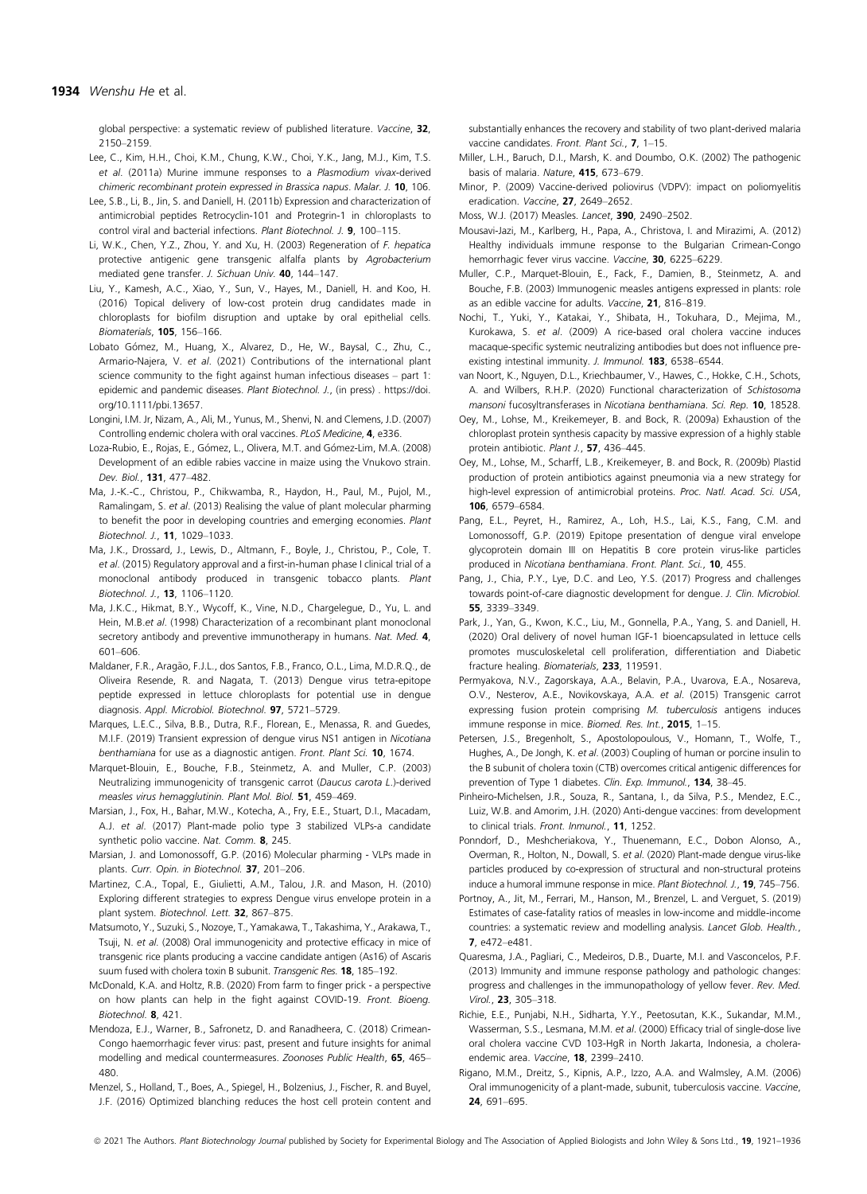global perspective: a systematic review of published literature. *Vaccine*, **32**, 2150–2159.

Lee, C., Kim, H.H., Choi, K.M., Chung, K.W., Choi, Y.K., Jang, M.J., Kim, T.S. *et al.* (2011a) Murine immune responses to a *Plasmodium vivax*-derived chimeric recombinant protein expressed in *Brassica napus*. *Malar. J.* **10**, 106.

Lee, S.B., Li, B., Jin, S. and Daniell, H. (2011b) Expression and characterization of antimicrobial peptides Retrocyclin-101 and Protegrin-1 in chloroplasts to control viral and bacterial infections. *Plant Biotechnol. J.* **9**, 100–115.

Li, W.K., Chen, Y.Z., Zhou, Y. and Xu, H. (2003) Regeneration of *F. hepatica* protective antigenic gene transgenic alfalfa plants by *Agrobacterium* mediated gene transfer. *J. Sichuan Univ.* **40**, 144–147.

Liu, Y., Kamesh, A.C., Xiao, Y., Sun, V., Hayes, M., Daniell, H. and Koo, H. (2016) Topical delivery of low-cost protein drug candidates made in chloroplasts for biofilm disruption and uptake by oral epithelial cells. *Biomaterials*, **105**, 156–166.

Lobato Gómez, M., Huang, X., Alvarez, D., He, W., Baysal, C., Zhu, C., Armario-Najera, V. *et al.* (2021) Contributions of the international plant science community to the fight against human infectious diseases – part 1: epidemic and pandemic diseases. *Plant Biotechnol. J.*, (in press) . https://doi.org/10.1111/pbi.13657.

Longini, I.M. Jr, Nizam, A., Ali, M., Yunus, M., Shenvi, N. and Clemens, J.D. (2007) Controlling endemic cholera with oral vaccines. *PLoS Medicine*, **4**, e336.

Loza-Rubio, E., Rojas, E., Gómez, L., Olivera, M.T. and Gómez-Lim, M.A. (2008) Development of an edible rabies vaccine in maize using the Vnukovo strain. *Dev. Biol.*, **131**, 477–482.

Ma, J.-K.-C., Christou, P., Chikwamba, R., Haydon, H., Paul, M., Pujol, M., Ramalingam, S. *et al.* (2013) Realising the value of plant molecular pharming to benefit the poor in developing countries and emerging economies. *Plant Biotechnol. J.*, **11**, 1029–1033.

Ma, J.K., Drossard, J., Lewis, D., Altmann, F., Boyle, J., Christou, P., Cole, T. *et al.* (2015) Regulatory approval and a first-in-human phase I clinical trial of a monoclonal antibody produced in transgenic tobacco plants. *Plant Biotechnol. J.*, **13**, 1106–1120.

Ma, J.K.C., Hikmat, B.Y., Wycoff, K., Vine, N.D., Chargelegue, D., Yu, L. and Hein, M.B.*et al.* (1998) Characterization of a recombinant plant monoclonal secretory antibody and preventive immunotherapy in humans. *Nat. Med.* **4**, 601–606.

Maldaner, F.R., Aragão, F.J.L., dos Santos, F.B., Franco, O.L., Lima, M.D.R.Q., de Oliveira Resende, R. and Nagata, T. (2013) Dengue virus tetra-epitope peptide expressed in lettuce chloroplasts for potential use in dengue diagnosis. *Appl. Microbiol. Biotechnol.* **97**, 5721–5729.

Marques, L.E.C., Silva, B.B., Dutra, R.F., Florean, E., Menassa, R. and Guedes, M.I.F. (2019) Transient expression of dengue virus NS1 antigen in *Nicotiana benthamiana* for use as a diagnostic antigen. *Front. Plant Sci.* **10**, 1674.

Marquet-Blouin, E., Bouche, F.B., Steinmetz, A. and Muller, C.P. (2003) Neutralizing immunogenicity of transgenic carrot (*Daucus carota L.*)-derived measles virus hemagglutinin. *Plant Mol. Biol.* **51**, 459–469.

Marsian, J., Fox, H., Bahar, M.W., Kotecha, A., Fry, E.E., Stuart, D.I., Macadam, A.J. *et al.* (2017) Plant-made polio type 3 stabilized VLPs-a candidate synthetic polio vaccine. *Nat. Comm.* **8**, 245.

Marsian, J. and Lomonossoff, G.P. (2016) Molecular pharming - VLPs made in plants. *Curr. Opin. in Biotechnol.* **37**, 201–206.

Martinez, C.A., Topal, E., Giulietti, A.M., Talou, J.R. and Mason, H. (2010) Exploring different strategies to express Dengue virus envelope protein in a plant system. *Biotechnol. Lett.* **32**, 867–875.

Matsumoto, Y., Suzuki, S., Nozoye, T., Yamakawa, T., Takashima, Y., Arakawa, T., Tsuji, N. *et al.* (2008) Oral immunogenicity and protective efficacy in mice of transgenic rice plants producing a vaccine candidate antigen (As16) of Ascaris suum fused with cholera toxin B subunit. *Transgenic Res.* **18**, 185–192.

McDonald, K.A. and Holtz, R.B. (2020) From farm to finger prick - a perspective on how plants can help in the fight against COVID-19. *Front. Bioeng. Biotechnol.* **8**, 421.

Mendoza, E.J., Warner, B., Safronetz, D. and Ranadheera, C. (2018) Crimean-Congo haemorrhagic fever virus: past, present and future insights for animal modelling and medical countermeasures. *Zoonoses Public Health*, **65**, 465–480.

Menzel, S., Holland, T., Boes, A., Spiegel, H., Bolzenius, J., Fischer, R. and Buyel, J.F. (2016) Optimized blanching reduces the host cell protein content and substantially enhances the recovery and stability of two plant-derived malaria vaccine candidates. *Front. Plant Sci.*, **7**, 1–15.

Miller, L.H., Baruch, D.I., Marsh, K. and Doumbo, O.K. (2002) The pathogenic basis of malaria. *Nature*, **415**, 673–679.

Minor, P. (2009) Vaccine-derived poliovirus (VDPV): impact on poliomyelitis eradication. *Vaccine*, **27**, 2649–2652.

Moss, W.J. (2017) Measles. *Lancet*, **390**, 2490–2502.

Mousavi-Jazi, M., Karlberg, H., Papa, A., Christova, I. and Mirazimi, A. (2012) Healthy individuals immune response to the Bulgarian Crimean-Congo hemorrhagic fever virus vaccine. *Vaccine*, **30**, 6225–6229.

Muller, C.P., Marquet-Blouin, E., Fack, F., Damien, B., Steinmetz, A. and Bouche, F.B. (2003) Immunogenic measles antigens expressed in plants: role as an edible vaccine for adults. *Vaccine*, **21**, 816–819.

Nochi, T., Yuki, Y., Katakai, Y., Shibata, H., Tokuhara, D., Mejima, M., Kurokawa, S. *et al.* (2009) A rice-based oral cholera vaccine induces macaque-specific systemic neutralizing antibodies but does not influence pre-existing intestinal immunity. *J. Immunol.* **183**, 6538–6544.

van Noort, K., Nguyen, D.L., Kriechbaumer, V., Hawes, C., Hokke, C.H., Schots, A. and Wilbers, R.H.P. (2020) Functional characterization of *Schistosoma mansoni* fucosyltransferases in *Nicotiana benthamiana*. *Sci. Rep.* **10**, 18528.

Oey, M., Lohse, M., Kreikemeyer, B. and Bock, R. (2009a) Exhaustion of the chloroplast protein synthesis capacity by massive expression of a highly stable protein antibiotic. *Plant J.*, **57**, 436–445.

Oey, M., Lohse, M., Scharff, L.B., Kreikemeyer, B. and Bock, R. (2009b) Plastid production of protein antibiotics against pneumonia via a new strategy for high-level expression of antimicrobial proteins. *Proc. Natl. Acad. Sci. USA*, **106**, 6579–6584.

Pang, E.L., Peyret, H., Ramirez, A., Loh, H.S., Lai, K.S., Fang, C.M. and Lomonossoff, G.P. (2019) Epitope presentation of dengue viral envelope glycoprotein domain III on Hepatitis B core protein virus-like particles produced in *Nicotiana benthamiana*. *Front. Plant. Sci.*, **10**, 455.

Pang, J., Chia, P.Y., Lye, D.C. and Leo, Y.S. (2017) Progress and challenges towards point-of-care diagnostic development for dengue. *J. Clin. Microbiol.* **55**, 3339–3349.

Park, J., Yan, G., Kwon, K.C., Liu, M., Gonnella, P.A., Yang, S. and Daniell, H. (2020) Oral delivery of novel human IGF-1 bioencapsulated in lettuce cells promotes musculoskeletal cell proliferation, differentiation and Diabetic fracture healing. *Biomaterials*, **233**, 119591.

Permyakova, N.V., Zagorskaya, A.A., Belavin, P.A., Uvarova, E.A., Nosareva, O.V., Nesterov, A.E., Novikovskaya, A.A. *et al.* (2015) Transgenic carrot expressing fusion protein comprising *M. tuberculosis* antigens induces immune response in mice. *Biomed. Res. Int.*, **2015**, 1–15.

Petersen, J.S., Bregenholt, S., Apostolopoulous, V., Homann, T., Wolfe, T., Hughes, A., De Jongh, K. *et al.* (2003) Coupling of human or porcine insulin to the B subunit of cholera toxin (CTB) overcomes critical antigenic differences for prevention of Type 1 diabetes. *Clin. Exp. Immunol.*, **134**, 38–45.

Pinheiro-Michelsen, J.R., Souza, R., Santana, I., da Silva, P.S., Mendez, E.C., Luiz, W.B. and Amorim, J.H. (2020) Anti-dengue vaccines: from development to clinical trials. *Front. Inmunol.*, **11**, 1252.

Ponndorf, D., Meshcheriakova, Y., Thuenemann, E.C., Dobon Alonso, A., Overman, R., Holton, N., Dowall, S. *et al.* (2020) Plant-made dengue virus-like particles produced by co-expression of structural and non-structural proteins induce a humoral immune response in mice. *Plant Biotechnol. J.*, **19**, 745–756.

Portnoy, A., Jit, M., Ferrari, M., Hanson, M., Brenzel, L. and Verguet, S. (2019) Estimates of case-fatality ratios of measles in low-income and middle-income countries: a systematic review and modelling analysis. *Lancet Glob. Health.*, **7**, e472–e481.

Quaresma, J.A., Pagliari, C., Medeiros, D.B., Duarte, M.I. and Vasconcelos, P.F. (2013) Immunity and immune response pathology and pathologic changes: progress and challenges in the immunopathology of yellow fever. *Rev. Med. Virol.*, **23**, 305–318.

Richie, E.E., Punjabi, N.H., Sidharta, Y.Y., Peetosutan, K.K., Sukandar, M.M., Wasserman, S.S., Lesmana, M.M. *et al.* (2000) Efficacy trial of single-dose live oral cholera vaccine CVD 103-HgR in North Jakarta, Indonesia, a cholera-endemic area. *Vaccine*, **18**, 2399–2410.

Rigano, M.M., Dreitz, S., Kipnis, A.P., Izzo, A.A. and Walmsley, A.M. (2006) Oral immunogenicity of a plant-made, subunit, tuberculosis vaccine. *Vaccine*, **24**, 691–695.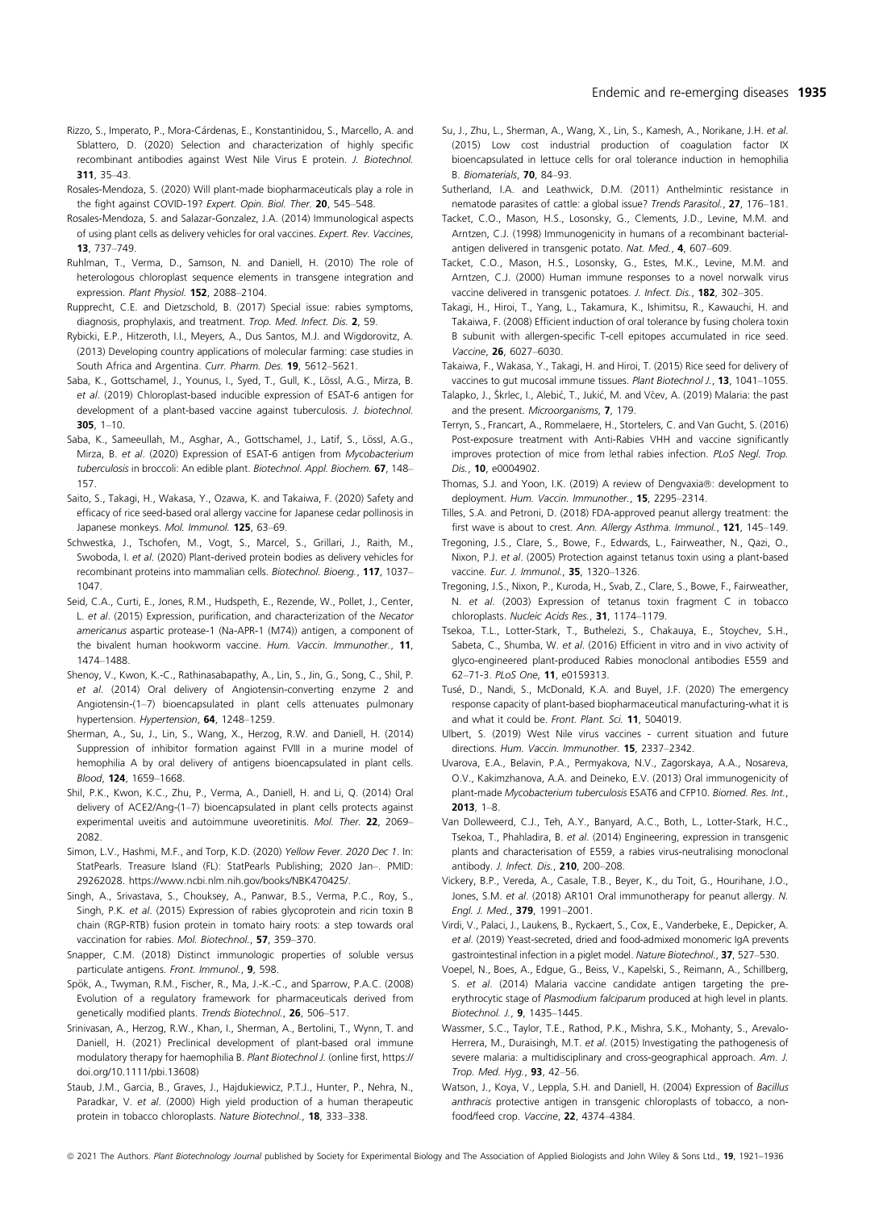Rizzo, S., Imperato, P., Mora-Cárdenas, E., Konstantinidou, S., Marcello, A. and Sblattero, D. (2020) Selection and characterization of highly specific recombinant antibodies against West Nile Virus E protein. *J. Biotechnol.* **311**, 35–43.

Rosales-Mendoza, S. (2020) Will plant-made biopharmaceuticals play a role in the fight against COVID-19? *Expert. Opin. Biol. Ther.* **20**, 545–548.

Rosales-Mendoza, S. and Salazar-Gonzalez, J.A. (2014) Immunological aspects of using plant cells as delivery vehicles for oral vaccines. *Expert. Rev. Vaccines*, **13**, 737–749.

Ruhlman, T., Verma, D., Samson, N. and Daniell, H. (2010) The role of heterologous chloroplast sequence elements in transgene integration and expression. *Plant Physiol.* **152**, 2088–2104.

Rupprecht, C.E. and Dietzschold, B. (2017) Special issue: rabies symptoms, diagnosis, prophylaxis, and treatment. *Trop. Med. Infect. Dis.* **2**, 59.

Rybicki, E.P., Hitzeroth, I.I., Meyers, A., Dus Santos, M.J. and Wigdorovitz, A. (2013) Developing country applications of molecular farming: case studies in South Africa and Argentina. *Curr. Pharm. Des.* **19**, 5612–5621.

Saba, K., Gottschamel, J., Younus, I., Syed, T., Gull, K., Lössl, A.G., Mirza, B. *et al*. (2019) Chloroplast-based inducible expression of ESAT-6 antigen for development of a plant-based vaccine against tuberculosis. *J. biotechnol.* **305**, 1–10.

Saba, K., Sameeullah, M., Asghar, A., Gottschamel, J., Latif, S., Lössl, A.G., Mirza, B. *et al*. (2020) Expression of ESAT-6 antigen from *Mycobacterium tuberculosis* in broccoli: An edible plant. *Biotechnol. Appl. Biochem.* **67**, 148–157.

Saito, S., Takagi, H., Wakasa, Y., Ozawa, K. and Takaiwa, F. (2020) Safety and efficacy of rice seed-based oral allergy vaccine for Japanese cedar pollinosis in Japanese monkeys. *Mol. Immunol.* **125**, 63–69.

Schwestka, J., Tschofen, M., Vogt, S., Marcel, S., Grillari, J., Raith, M., Swoboda, I. *et al*. (2020) Plant-derived protein bodies as delivery vehicles for recombinant proteins into mammalian cells. *Biotechnol. Bioeng.*, **117**, 1037–1047.

Seid, C.A., Curti, E., Jones, R.M., Hudspeth, E., Rezende, W., Pollet, J., Center, L. *et al*. (2015) Expression, purification, and characterization of the *Necator americanus* aspartic protease-1 (Na-APR-1 (M74)) antigen, a component of the bivalent human hookworm vaccine. *Hum. Vaccin. Immunother.*, **11**, 1474–1488.

Shenoy, V., Kwon, K.-C., Rathinasabapathy, A., Lin, S., Jin, G., Song, C., Shil, P. *et al*. (2014) Oral delivery of Angiotensin-converting enzyme 2 and Angiotensin-(1–7) bioencapsulated in plant cells attenuates pulmonary hypertension. *Hypertension*, **64**, 1248–1259.

Sherman, A., Su, J., Lin, S., Wang, X., Herzog, R.W. and Daniell, H. (2014) Suppression of inhibitor formation against FVIII in a murine model of hemophilia A by oral delivery of antigens bioencapsulated in plant cells. *Blood*, **124**, 1659–1668.

Shil, P.K., Kwon, K.C., Zhu, P., Verma, A., Daniell, H. and Li, Q. (2014) Oral delivery of ACE2/Ang-(1–7) bioencapsulated in plant cells protects against experimental uveitis and autoimmune uveoretinitis. *Mol. Ther.* **22**, 2069–2082.

Simon, L.V., Hashmi, M.F., and Torp, K.D. (2020) *Yellow Fever. 2020 Dec 1*. In: StatPearls. Treasure Island (FL): StatPearls Publishing; 2020 Jan–. PMID: 29262028. https://www.ncbi.nlm.nih.gov/books/NBK470425/.

Singh, A., Srivastava, S., Chouksey, A., Panwar, B.S., Verma, P.C., Roy, S., Singh, P.K. *et al*. (2015) Expression of rabies glycoprotein and ricin toxin B chain (RGP-RTB) fusion protein in tomato hairy roots: a step towards oral vaccination for rabies. *Mol. Biotechnol.*, **57**, 359–370.

Snapper, C.M. (2018) Distinct immunologic properties of soluble versus particulate antigens. *Front. Immunol.*, **9**, 598.

Spök, A., Twyman, R.M., Fischer, R., Ma, J.-K.-C., and Sparrow, P.A.C. (2008) Evolution of a regulatory framework for pharmaceuticals derived from genetically modified plants. *Trends Biotechnol.*, **26**, 506–517.

Srinivasan, A., Herzog, R.W., Khan, I., Sherman, A., Bertolini, T., Wynn, T. and Daniell, H. (2021) Preclinical development of plant-based oral immune modulatory therapy for haemophilia B. *Plant Biotechnol J.* (online first, https://doi.org/10.1111/pbi.13608)

Staub, J.M., Garcia, B., Graves, J., Hajdukiewicz, P.T.J., Hunter, P., Nehra, N., Paradkar, V. *et al*. (2000) High yield production of a human therapeutic protein in tobacco chloroplasts. *Nature Biotechnol.*, **18**, 333–338.

Su, J., Zhu, L., Sherman, A., Wang, X., Lin, S., Kamesh, A., Norikane, J.H. *et al*. (2015) Low cost industrial production of coagulation factor IX bioencapsulated in lettuce cells for oral tolerance induction in hemophilia B. *Biomaterials*, **70**, 84–93.

Sutherland, I.A. and Leathwick, D.M. (2011) Anthelmintic resistance in nematode parasites of cattle: a global issue? *Trends Parasitol.*, **27**, 176–181.

Tacket, C.O., Mason, H.S., Losonsky, G., Clements, J.D., Levine, M.M. and Arntzen, C.J. (1998) Immunogenicity in humans of a recombinant bacterial-antigen delivered in transgenic potato. *Nat. Med.*, **4**, 607–609.

Tacket, C.O., Mason, H.S., Losonsky, G., Estes, M.K., Levine, M.M. and Arntzen, C.J. (2000) Human immune responses to a novel norwalk virus vaccine delivered in transgenic potatoes. *J. Infect. Dis.*, **182**, 302–305.

Takagi, H., Hiroi, T., Yang, L., Takamura, K., Ishimitsu, R., Kawauchi, H. and Takaiwa, F. (2008) Efficient induction of oral tolerance by fusing cholera toxin B subunit with allergen-specific T-cell epitopes accumulated in rice seed. *Vaccine*, **26**, 6027–6030.

Takaiwa, F., Wakasa, Y., Takagi, H. and Hiroi, T. (2015) Rice seed for delivery of vaccines to gut mucosal immune tissues. *Plant Biotechnol J.*, **13**, 1041–1055.

Talapko, J., Škrlec, I., Alebić, T., Jukić, M. and Včev, A. (2019) Malaria: the past and the present. *Microorganisms*, **7**, 179.

Terryn, S., Francart, A., Rommelaere, H., Stortelers, C. and Van Gucht, S. (2016) Post-exposure treatment with Anti-Rabies VHH and vaccine significantly improves protection of mice from lethal rabies infection. *PLoS Negl. Trop. Dis.*, **10**, e0004902.

Thomas, S.J. and Yoon, I.K. (2019) A review of Dengvaxia®: development to deployment. *Hum. Vaccin. Immunother.*, **15**, 2295–2314.

Tilles, S.A. and Petroni, D. (2018) FDA-approved peanut allergy treatment: the first wave is about to crest. *Ann. Allergy Asthma. Immunol.*, **121**, 145–149.

Tregoning, J.S., Clare, S., Bowe, F., Edwards, L., Fairweather, N., Qazi, O., Nixon, P.J. *et al*. (2005) Protection against tetanus toxin using a plant-based vaccine. *Eur. J. Immunol.*, **35**, 1320–1326.

Tregoning, J.S., Nixon, P., Kuroda, H., Svab, Z., Clare, S., Bowe, F., Fairweather, N. *et al*. (2003) Expression of tetanus toxin fragment C in tobacco chloroplasts. *Nucleic Acids Res.*, **31**, 1174–1179.

Tsekoa, T.L., Lotter-Stark, T., Buthelezi, S., Chakauya, E., Stoychev, S.H., Sabeta, C., Shumba, W. *et al*. (2016) Efficient in vitro and in vivo activity of glyco-engineered plant-produced Rabies monoclonal antibodies E559 and 62–71-3. *PLoS One*, **11**, e0159313.

Tusé, D., Nandi, S., McDonald, K.A. and Buyel, J.F. (2020) The emergency response capacity of plant-based biopharmaceutical manufacturing-what it is and what it could be. *Front. Plant. Sci.* **11**, 504019.

Ulbert, S. (2019) West Nile virus vaccines - current situation and future directions. *Hum. Vaccin. Immunother.* **15**, 2337–2342.

Uvarova, E.A., Belavin, P.A., Permyakova, N.V., Zagorskaya, A.A., Nosareva, O.V., Kakimzhanova, A.A. and Deineko, E.V. (2013) Oral immunogenicity of plant-made *Mycobacterium tuberculosis* ESAT6 and CFP10. *Biomed. Res. Int.*, **2013**, 1–8.

Van Dolleweerd, C.J., Teh, A.Y., Banyard, A.C., Both, L., Lotter-Stark, H.C., Tsekoa, T., Phahladira, B. *et al*. (2014) Engineering, expression in transgenic plants and characterisation of E559, a rabies virus-neutralising monoclonal antibody. *J. Infect. Dis.*, **210**, 200–208.

Vickery, B.P., Vereda, A., Casale, T.B., Beyer, K., du Toit, G., Hourihane, J.O., Jones, S.M. *et al*. (2018) AR101 Oral immunotherapy for peanut allergy. *N. Engl. J. Med.*, **379**, 1991–2001.

Virdi, V., Palaci, J., Laukens, B., Ryckaert, S., Cox, E., Vanderbeke, E., Depicker, A. *et al*. (2019) Yeast-secreted, dried and food-admixed monomeric IgA prevents gastrointestinal infection in a piglet model. *Nature Biotechnol.*, **37**, 527–530.

Voepel, N., Boes, A., Edgue, G., Beiss, V., Kapelski, S., Reimann, A., Schillberg, S. *et al*. (2014) Malaria vaccine candidate antigen targeting the pre-erythrocytic stage of *Plasmodium falciparum* produced at high level in plants. *Biotechnol. J.*, **9**, 1435–1445.

Wassmer, S.C., Taylor, T.E., Rathod, P.K., Mishra, S.K., Mohanty, S., Arevalo-Herrera, M., Duraisingh, M.T. *et al*. (2015) Investigating the pathogenesis of severe malaria: a multidisciplinary and cross-geographical approach. *Am. J. Trop. Med. Hyg.*, **93**, 42–56.

Watson, J., Koya, V., Leppla, S.H. and Daniell, H. (2004) Expression of *Bacillus anthracis* protective antigen in transgenic chloroplasts of tobacco, a non-food/feed crop. *Vaccine*, **22**, 4374–4384.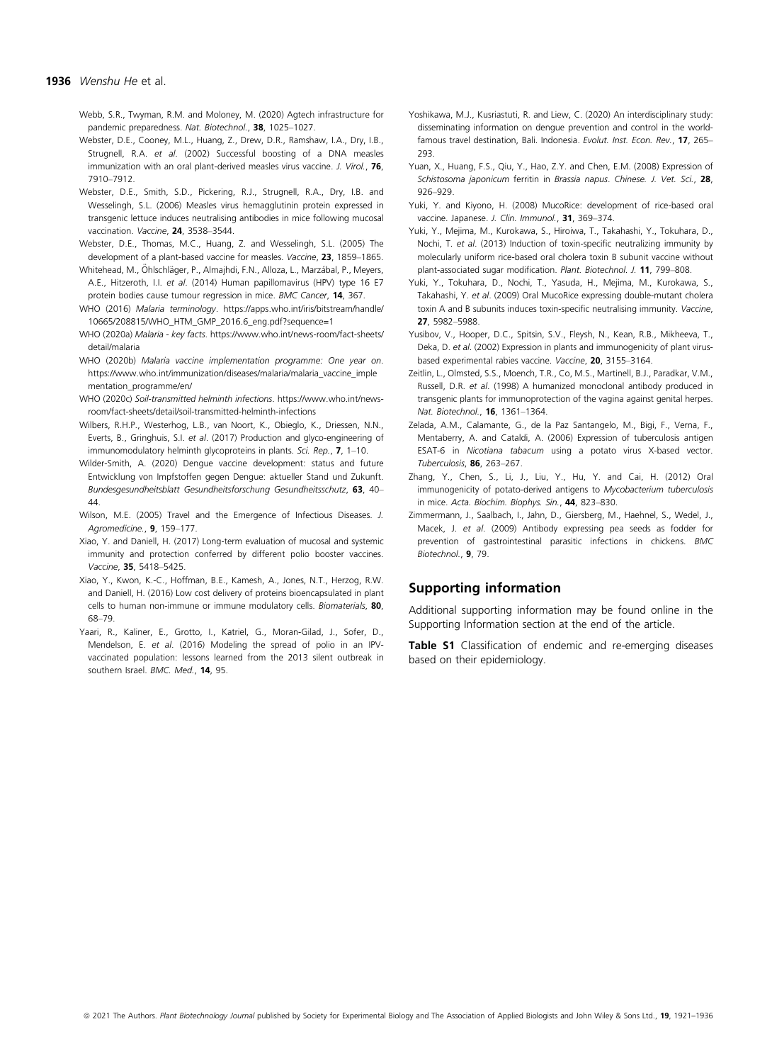Webb, S.R., Twyman, R.M. and Moloney, M. (2020) Agtech infrastructure for pandemic preparedness. *Nat. Biotechnol.*, **38**, 1025–1027.

Webster, D.E., Cooney, M.L., Huang, Z., Drew, D.R., Ramshaw, I.A., Dry, I.B., Strugnell, R.A. *et al*. (2002) Successful boosting of a DNA measles immunization with an oral plant-derived measles virus vaccine. *J. Virol.*, **76**, 7910–7912.

Webster, D.E., Smith, S.D., Pickering, R.J., Strugnell, R.A., Dry, I.B. and Wesselingh, S.L. (2006) Measles virus hemagglutinin protein expressed in transgenic lettuce induces neutralising antibodies in mice following mucosal vaccination. *Vaccine*, **24**, 3538–3544.

Webster, D.E., Thomas, M.C., Huang, Z. and Wesselingh, S.L. (2005) The development of a plant-based vaccine for measles. *Vaccine*, **23**, 1859–1865.

Whitehead, M., Öhlschläger, P., Almajhdi, F.N., Alloza, L., Marzábal, P., Meyers, A.E., Hitzeroth, I.I. *et al*. (2014) Human papillomavirus (HPV) type 16 E7 protein bodies cause tumour regression in mice. *BMC Cancer*, **14**, 367.

WHO (2016) *Malaria terminology*. https://apps.who.int/iris/bitstream/handle/10665/208815/WHO_HTM_GMP_2016.6_eng.pdf?sequence=1

WHO (2020a) *Malaria - key facts*. https://www.who.int/news-room/fact-sheets/detail/malaria

WHO (2020b) *Malaria vaccine implementation programme: One year on*. https://www.who.int/immunization/diseases/malaria/malaria_vaccine_implementation_programme/en/

WHO (2020c) *Soil-transmitted helminth infections*. https://www.who.int/news-room/fact-sheets/detail/soil-transmitted-helminth-infections

Wilbers, R.H.P., Westerhog, L.B., van Noort, K., Obieglo, K., Driessen, N.N., Everts, B., Gringhuis, S.I. *et al*. (2017) Production and glyco-engineering of immunomodulatory helminth glycoproteins in plants. *Sci. Rep.*, **7**, 1–10.

Wilder-Smith, A. (2020) Dengue vaccine development: status and future Entwicklung von Impfstoffen gegen Dengue: aktueller Stand und Zukunft. *Bundesgesundheitsblatt Gesundheitsforschung Gesundheitsschutz*, **63**, 40–44.

Wilson, M.E. (2005) Travel and the Emergence of Infectious Diseases. *J. Agromedicine.*, **9**, 159–177.

Xiao, Y. and Daniell, H. (2017) Long-term evaluation of mucosal and systemic immunity and protection conferred by different polio booster vaccines. *Vaccine*, **35**, 5418–5425.

Xiao, Y., Kwon, K.-C., Hoffman, B.E., Kamesh, A., Jones, N.T., Herzog, R.W. and Daniell, H. (2016) Low cost delivery of proteins bioencapsulated in plant cells to human non-immune or immune modulatory cells. *Biomaterials*, **80**, 68–79.

Yaari, R., Kaliner, E., Grotto, I., Katriel, G., Moran-Gilad, J., Sofer, D., Mendelson, E. *et al*. (2016) Modeling the spread of polio in an IPV-vaccinated population: lessons learned from the 2013 silent outbreak in southern Israel. *BMC. Med.*, **14**, 95.

Yoshikawa, M.J., Kusriastuti, R. and Liew, C. (2020) An interdisciplinary study: disseminating information on dengue prevention and control in the world-famous travel destination, Bali. Indonesia. *Evolut. Inst. Econ. Rev.*, **17**, 265–293.

Yuan, X., Huang, F.S., Qiu, Y., Hao, Z.Y. and Chen, E.M. (2008) Expression of *Schistosoma japonicum* ferritin in *Brassia napus*. *Chinese. J. Vet. Sci.*, **28**, 926–929.

Yuki, Y. and Kiyono, H. (2008) MucoRice: development of rice-based oral vaccine. Japanese. *J. Clin. Immunol.*, **31**, 369–374.

Yuki, Y., Mejima, M., Kurokawa, S., Hiroiwa, T., Takahashi, Y., Tokuhara, D., Nochi, T. *et al*. (2013) Induction of toxin-specific neutralizing immunity by molecularly uniform rice-based oral cholera toxin B subunit vaccine without plant-associated sugar modification. *Plant. Biotechnol. J.* **11**, 799–808.

Yuki, Y., Tokuhara, D., Nochi, T., Yasuda, H., Mejima, M., Kurokawa, S., Takahashi, Y. *et al*. (2009) Oral MucoRice expressing double-mutant cholera toxin A and B subunits induces toxin-specific neutralising immunity. *Vaccine*, **27**, 5982–5988.

Yusibov, V., Hooper, D.C., Spitsin, S.V., Fleysh, N., Kean, R.B., Mikheeva, T., Deka, D. *et al*. (2002) Expression in plants and immunogenicity of plant virus-based experimental rabies vaccine. *Vaccine*, **20**, 3155–3164.

Zeitlin, L., Olmsted, S.S., Moench, T.R., Co, M.S., Martinell, B.J., Paradkar, V.M., Russell, D.R. *et al*. (1998) A humanized monoclonal antibody produced in transgenic plants for immunoprotection of the vagina against genital herpes. *Nat. Biotechnol.*, **16**, 1361–1364.

Zelada, A.M., Calamante, G., de la Paz Santangelo, M., Bigi, F., Verna, F., Mentaberry, A. and Cataldi, A. (2006) Expression of tuberculosis antigen ESAT-6 in *Nicotiana tabacum* using a potato virus X-based vector. *Tuberculosis*, **86**, 263–267.

Zhang, Y., Chen, S., Li, J., Liu, Y., Hu, Y. and Cai, H. (2012) Oral immunogenicity of potato-derived antigens to *Mycobacterium tuberculosis* in mice. *Acta. Biochim. Biophys. Sin.*, **44**, 823–830.

Zimmermann, J., Saalbach, I., Jahn, D., Giersberg, M., Haehnel, S., Wedel, J., Macek, J. *et al*. (2009) Antibody expressing pea seeds as fodder for prevention of gastrointestinal parasitic infections in chickens. *BMC Biotechnol.*, **9**, 79.

## Supporting information

Additional supporting information may be found online in the Supporting Information section at the end of the article.

**Table S1** Classification of endemic and re-emerging diseases based on their epidemiology.